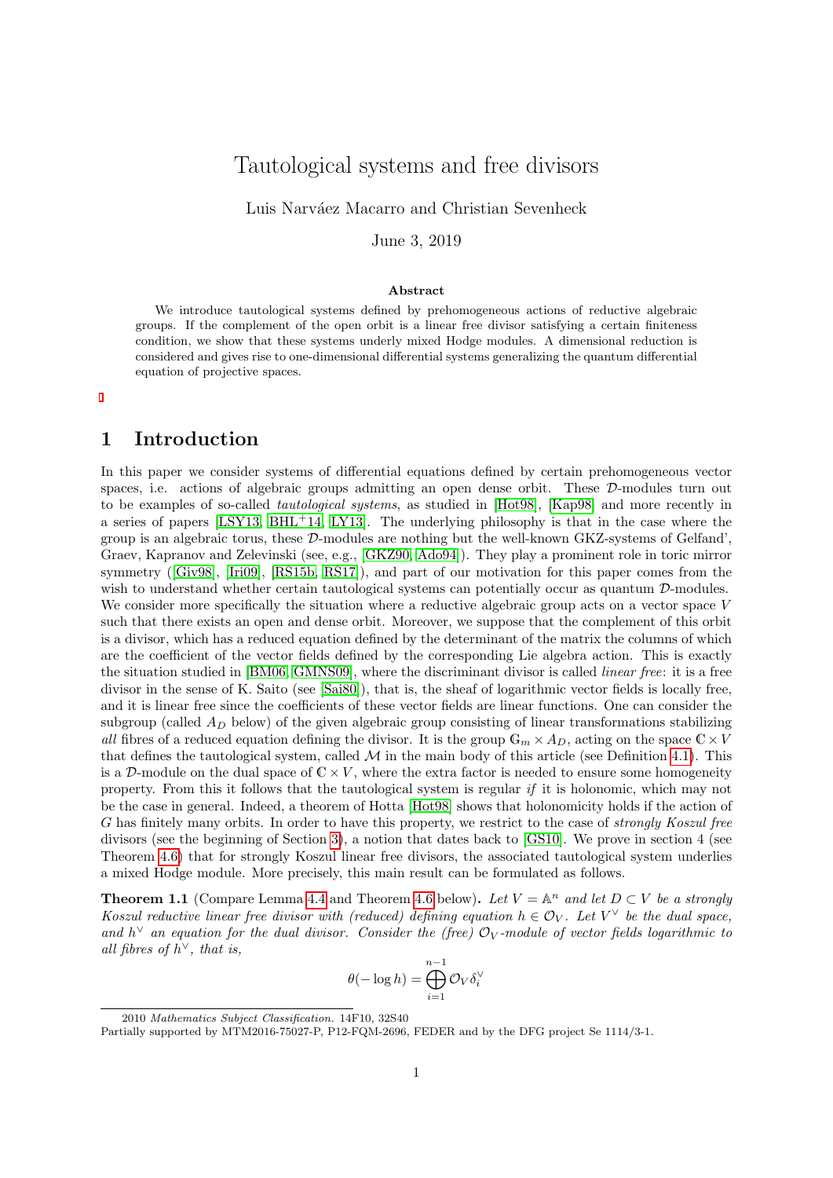# Tautological systems and free divisors

Luis Narváez Macarro and Christian Sevenheck

June 3, 2019

## Abstract

We introduce tautological systems defined by prehomogeneous actions of reductive algebraic groups. If the complement of the open orbit is a linear free divisor satisfying a certain finiteness condition, we show that these systems underly mixed Hodge modules. A dimensional reduction is considered and gives rise to one-dimensional differential systems generalizing the quantum differential equation of projective spaces.

## 1 Introduction

In this paper we consider systems of differential equations defined by certain prehomogeneous vector spaces, i.e. actions of algebraic groups admitting an open dense orbit. These $\mathcal{D}$-modules turn out to be examples of so-called *tautological systems*, as studied in [Hot98], [Kap98] and more recently in a series of papers [LSY13, BHL+14, LY13]. The underlying philosophy is that in the case where the group is an algebraic torus, these $\mathcal{D}$-modules are nothing but the well-known GKZ-systems of Gelfand', Graev, Kapranov and Zelevinski (see, e.g., [GKZ90, Ado94]). They play a prominent role in toric mirror symmetry ([Giv98], [Iri09], [RS15b, RS17]), and part of our motivation for this paper comes from the wish to understand whether certain tautological systems can potentially occur as quantum $\mathcal{D}$-modules. We consider more specifically the situation where a reductive algebraic group acts on a vector space $V$ such that there exists an open and dense orbit. Moreover, we suppose that the complement of this orbit is a divisor, which has a reduced equation defined by the determinant of the matrix the columns of which are the coefficient of the vector fields defined by the corresponding Lie algebra action. This is exactly the situation studied in [BM06, GMNS09], where the discriminant divisor is called *linear free*: it is a free divisor in the sense of K. Saito (see [Sai80]), that is, the sheaf of logarithmic vector fields is locally free, and it is linear free since the coefficients of these vector fields are linear functions. One can consider the subgroup (called $A_D$ below) of the given algebraic group consisting of linear transformations stabilizing *all* fibres of a reduced equation defining the divisor. It is the group $\mathbb{G}_m \times A_D$, acting on the space $\mathbb{C} \times V$ that defines the tautological system, called $\mathcal{M}$ in the main body of this article (see Definition 4.1). This is a $\mathcal{D}$-module on the dual space of $\mathbb{C} \times V$, where the extra factor is needed to ensure some homogeneity property. From this it follows that the tautological system is regular *if* it is holonomic, which may not be the case in general. Indeed, a theorem of Hotta [Hot98] shows that holonomicity holds if the action of $G$ has finitely many orbits. In order to have this property, we restrict to the case of *strongly Koszul free* divisors (see the beginning of Section 3), a notion that dates back to [GS10]. We prove in section 4 (see Theorem 4.6) that for strongly Koszul linear free divisors, the associated tautological system underlies a mixed Hodge module. More precisely, this main result can be formulated as follows.

**Theorem 1.1** (Compare Lemma 4.4 and Theorem 4.6 below). *Let $V = \mathbb{A}^n$ and let $D \subset V$ be a strongly Koszul reductive linear free divisor with (reduced) defining equation $h \in \mathcal{O}_V$. Let $V^\vee$ be the dual space, and $h^\vee$ an equation for the dual divisor. Consider the (free) $\mathcal{O}_V$-module of vector fields logarithmic to all fibres of $h^\vee$, that is,*

$$\theta(-\log h) = \bigoplus_{i=1}^{n-1} \mathcal{O}_V \delta_i^\vee$$

2010 *Mathematics Subject Classification.* 14F10, 32S40

Partially supported by MTM2016-75027-P, P12-FQM-2696, FEDER and by the DFG project Se 1114/3-1.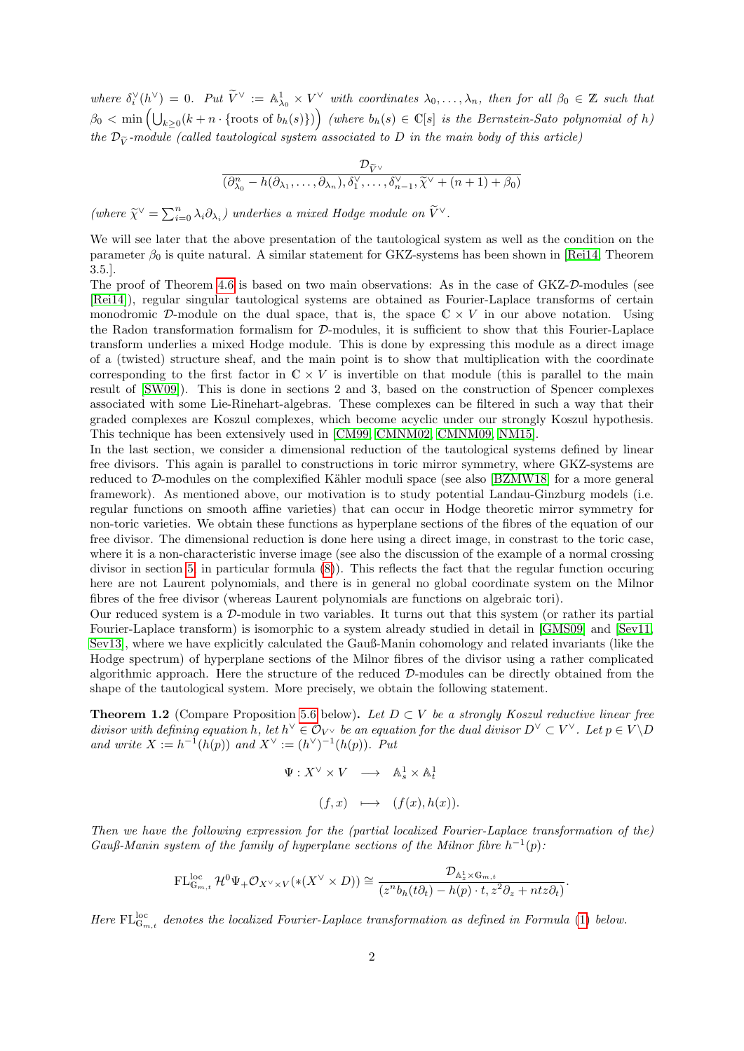*where $\delta_i^\vee(h^\vee) = 0$. Put $\widetilde{V}^\vee := \mathbb{A}^1_{\lambda_0} \times V^\vee$ with coordinates $\lambda_0, \ldots, \lambda_n$, then for all $\beta_0 \in \mathbb{Z}$ such that $\beta_0 < \min\left(\bigcup_{k\geq 0}(k + n \cdot \{\text{roots of } b_h(s)\})\right)$ (where $b_h(s) \in \mathbb{C}[s]$ is the Bernstein-Sato polynomial of $h$) the $\mathcal{D}_{\widetilde{V}}$-module (called tautological system associated to $D$ in the main body of this article)*

$$\frac{\mathcal{D}_{\widetilde{V}^\vee}}{(\partial^n_{\lambda_0} - h(\partial_{\lambda_1}, \ldots, \partial_{\lambda_n}), \delta_1^\vee, \ldots, \delta^\vee_{n-1}, \widetilde{\chi}^\vee + (n+1) + \beta_0)}$$

*(where $\widetilde{\chi}^\vee = \sum_{i=0}^n \lambda_i \partial_{\lambda_i}$) underlies a mixed Hodge module on $\widetilde{V}^\vee$.*

We will see later that the above presentation of the tautological system as well as the condition on the parameter $\beta_0$ is quite natural. A similar statement for GKZ-systems has been shown in [Rei14, Theorem 3.5.].
The proof of Theorem 4.6 is based on two main observations: As in the case of GKZ-$\mathcal{D}$-modules (see [Rei14]), regular singular tautological systems are obtained as Fourier-Laplace transforms of certain monodromic $\mathcal{D}$-module on the dual space, that is, the space $\mathbb{C} \times V$ in our above notation. Using the Radon transformation formalism for $\mathcal{D}$-modules, it is sufficient to show that this Fourier-Laplace transform underlies a mixed Hodge module. This is done by expressing this module as a direct image of a (twisted) structure sheaf, and the main point is to show that multiplication with the coordinate corresponding to the first factor in $\mathbb{C} \times V$ is invertible on that module (this is parallel to the main result of [SW09]). This is done in sections 2 and 3, based on the construction of Spencer complexes associated with some Lie-Rinehart-algebras. These complexes can be filtered in such a way that their graded complexes are Koszul complexes, which become acyclic under our strongly Koszul hypothesis. This technique has been extensively used in [CM99, CMNM02, CMNM09, NM15].
In the last section, we consider a dimensional reduction of the tautological systems defined by linear free divisors. This again is parallel to constructions in toric mirror symmetry, where GKZ-systems are reduced to $\mathcal{D}$-modules on the complexified Kähler moduli space (see also [BZMW18] for a more general framework). As mentioned above, our motivation is to study potential Landau-Ginzburg models (i.e. regular functions on smooth affine varieties) that can occur in Hodge theoretic mirror symmetry for non-toric varieties. We obtain these functions as hyperplane sections of the fibres of the equation of our free divisor. The dimensional reduction is done here using a direct image, in constrast to the toric case, where it is a non-characteristic inverse image (see also the discussion of the example of a normal crossing divisor in section 5, in particular formula (8)). This reflects the fact that the regular function occuring here are not Laurent polynomials, and there is in general no global coordinate system on the Milnor fibres of the free divisor (whereas Laurent polynomials are functions on algebraic tori).
Our reduced system is a $\mathcal{D}$-module in two variables. It turns out that this system (or rather its partial Fourier-Laplace transform) is isomorphic to a system already studied in detail in [GMS09] and [Sev11, Sev13], where we have explicitly calculated the Gauß-Manin cohomology and related invariants (like the Hodge spectrum) of hyperplane sections of the Milnor fibres of the divisor using a rather complicated algorithmic approach. Here the structure of the reduced $\mathcal{D}$-modules can be directly obtained from the shape of the tautological system. More precisely, we obtain the following statement.

**Theorem 1.2** (Compare Proposition 5.6 below)**.** *Let $D \subset V$ be a strongly Koszul reductive linear free divisor with defining equation $h$, let $h^\vee \in \mathcal{O}_{V^\vee}$ be an equation for the dual divisor $D^\vee \subset V^\vee$. Let $p \in V \backslash D$ and write $X := h^{-1}(h(p))$ and $X^\vee := (h^\vee)^{-1}(h(p))$. Put*

$$\begin{aligned} \Psi : X^\vee \times V &\longrightarrow \mathbb{A}^1_s \times \mathbb{A}^1_t \\ (f, x) &\longmapsto (f(x), h(x)). \end{aligned}$$

*Then we have the following expression for the (partial localized Fourier-Laplace transformation of the) Gauß-Manin system of the family of hyperplane sections of the Milnor fibre $h^{-1}(p)$:*

$$\mathrm{FL}^{\mathrm{loc}}_{\mathbb{G}_{m,t}} \mathcal{H}^0\Psi_+\mathcal{O}_{X^\vee \times V}(*(X^\vee \times D)) \cong \frac{\mathcal{D}_{\mathbb{A}^1_z \times \mathbb{G}_{m,t}}}{(z^n b_h(t\partial_t) - h(p) \cdot t, z^2\partial_z + ntz\partial_t)}.$$

*Here $\mathrm{FL}^{\mathrm{loc}}_{\mathbb{G}_{m,t}}$ denotes the localized Fourier-Laplace transformation as defined in Formula (1) below.*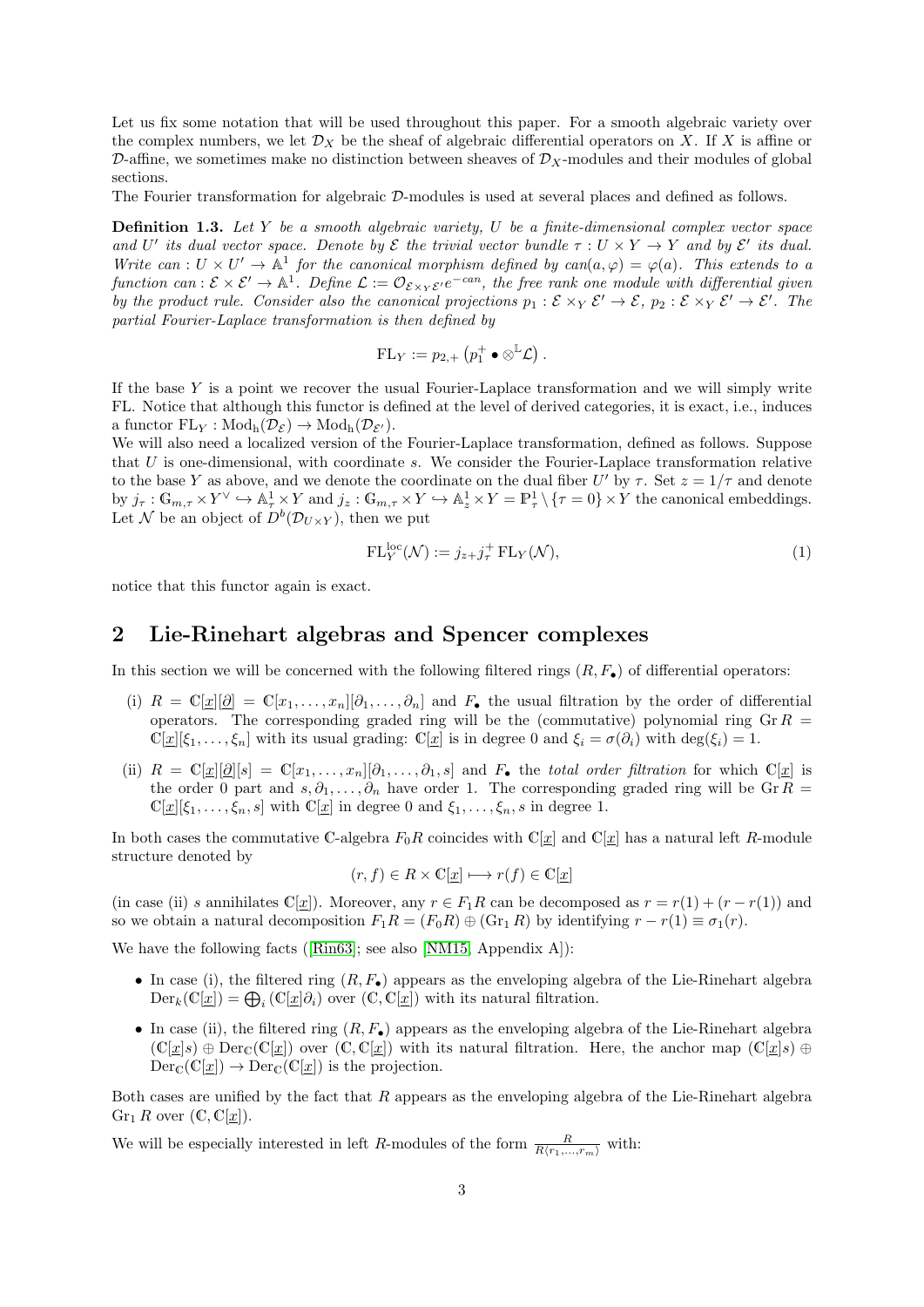Let us fix some notation that will be used throughout this paper. For a smooth algebraic variety over the complex numbers, we let $\mathcal{D}_X$ be the sheaf of algebraic differential operators on $X$. If $X$ is affine or $\mathcal{D}$-affine, we sometimes make no distinction between sheaves of $\mathcal{D}_X$-modules and their modules of global sections.

The Fourier transformation for algebraic $\mathcal{D}$-modules is used at several places and defined as follows.

**Definition 1.3.** *Let $Y$ be a smooth algebraic variety, $U$ be a finite-dimensional complex vector space and $U'$ its dual vector space. Denote by $\mathcal{E}$ the trivial vector bundle $\tau : U \times Y \to Y$ and by $\mathcal{E}'$ its dual. Write $can : U \times U' \to \mathbb{A}^1$ for the canonical morphism defined by $can(a, \varphi) = \varphi(a)$. This extends to a function $can : \mathcal{E} \times \mathcal{E}' \to \mathbb{A}^1$. Define $\mathcal{L} := \mathcal{O}_{\mathcal{E} \times_Y \mathcal{E}'} e^{-can}$, the free rank one module with differential given by the product rule. Consider also the canonical projections $p_1 : \mathcal{E} \times_Y \mathcal{E}' \to \mathcal{E}$, $p_2 : \mathcal{E} \times_Y \mathcal{E}' \to \mathcal{E}'$. The partial Fourier-Laplace transformation is then defined by*

$$\mathrm{FL}_Y := p_{2,+}\left(p_1^+ \bullet \otimes^{\mathbb{L}} \mathcal{L}\right).$$

If the base $Y$ is a point we recover the usual Fourier-Laplace transformation and we will simply write FL. Notice that although this functor is defined at the level of derived categories, it is exact, i.e., induces a functor $\mathrm{FL}_Y : \mathrm{Mod}_h(\mathcal{D}_{\mathcal{E}}) \to \mathrm{Mod}_h(\mathcal{D}_{\mathcal{E}'})$.

We will also need a localized version of the Fourier-Laplace transformation, defined as follows. Suppose that $U$ is one-dimensional, with coordinate $s$. We consider the Fourier-Laplace transformation relative to the base $Y$ as above, and we denote the coordinate on the dual fiber $U'$ by $\tau$. Set $z = 1/\tau$ and denote by $j_\tau : \mathbb{G}_{m,\tau} \times Y^\vee \hookrightarrow \mathbb{A}^1_\tau \times Y$ and $j_z : \mathbb{G}_{m,\tau} \times Y \hookrightarrow \mathbb{A}^1_z \times Y = \mathbb{P}^1_\tau \setminus \{\tau = 0\} \times Y$ the canonical embeddings. Let $\mathcal{N}$ be an object of $D^b(\mathcal{D}_{U \times Y})$, then we put

$$\mathrm{FL}^{\mathrm{loc}}_Y(\mathcal{N}) := j_{z+} j_\tau^+ \,\mathrm{FL}_Y(\mathcal{N}), \tag{1}$$

notice that this functor again is exact.

## 2 Lie-Rinehart algebras and Spencer complexes

In this section we will be concerned with the following filtered rings $(R, F_\bullet)$ of differential operators:

(i) $R = \mathbb{C}[\underline{x}][\underline{\partial}] = \mathbb{C}[x_1, \ldots, x_n][\partial_1, \ldots, \partial_n]$ and $F_\bullet$ the usual filtration by the order of differential operators. The corresponding graded ring will be the (commutative) polynomial ring $\mathrm{Gr}\, R = \mathbb{C}[\underline{x}][\xi_1, \ldots, \xi_n]$ with its usual grading: $\mathbb{C}[\underline{x}]$ is in degree 0 and $\xi_i = \sigma(\partial_i)$ with $\deg(\xi_i) = 1$.

(ii) $R = \mathbb{C}[\underline{x}][\underline{\partial}][s] = \mathbb{C}[x_1, \ldots, x_n][\partial_1, \ldots, \partial_1, s]$ and $F_\bullet$ the *total order filtration* for which $\mathbb{C}[\underline{x}]$ is the order 0 part and $s, \partial_1, \ldots, \partial_n$ have order 1. The corresponding graded ring will be $\mathrm{Gr}\, R = \mathbb{C}[\underline{x}][\xi_1, \ldots, \xi_n, s]$ with $\mathbb{C}[\underline{x}]$ in degree 0 and $\xi_1, \ldots, \xi_n, s$ in degree 1.

In both cases the commutative $\mathbb{C}$-algebra $F_0 R$ coincides with $\mathbb{C}[\underline{x}]$ and $\mathbb{C}[\underline{x}]$ has a natural left $R$-module structure denoted by

$$(r, f) \in R \times \mathbb{C}[\underline{x}] \longmapsto r(f) \in \mathbb{C}[\underline{x}]$$

(in case (ii) $s$ annihilates $\mathbb{C}[\underline{x}]$). Moreover, any $r \in F_1 R$ can be decomposed as $r = r(1) + (r - r(1))$ and so we obtain a natural decomposition $F_1 R = (F_0 R) \oplus (\mathrm{Gr}_1\, R)$ by identifying $r - r(1) \equiv \sigma_1(r)$.

We have the following facts ([Rin63]; see also [NM15, Appendix A]):

- In case (i), the filtered ring $(R, F_\bullet)$ appears as the enveloping algebra of the Lie-Rinehart algebra $\mathrm{Der}_k(\mathbb{C}[\underline{x}]) = \bigoplus_i (\mathbb{C}[\underline{x}]\partial_i)$ over $(\mathbb{C}, \mathbb{C}[\underline{x}])$ with its natural filtration.
- In case (ii), the filtered ring $(R, F_\bullet)$ appears as the enveloping algebra of the Lie-Rinehart algebra $(\mathbb{C}[\underline{x}]s) \oplus \mathrm{Der}_{\mathbb{C}}(\mathbb{C}[\underline{x}])$ over $(\mathbb{C}, \mathbb{C}[\underline{x}])$ with its natural filtration. Here, the anchor map $(\mathbb{C}[\underline{x}]s) \oplus \mathrm{Der}_{\mathbb{C}}(\mathbb{C}[\underline{x}]) \to \mathrm{Der}_{\mathbb{C}}(\mathbb{C}[\underline{x}])$ is the projection.

Both cases are unified by the fact that $R$ appears as the enveloping algebra of the Lie-Rinehart algebra $\mathrm{Gr}_1\, R$ over $(\mathbb{C}, \mathbb{C}[\underline{x}])$.

We will be especially interested in left $R$-modules of the form $\frac{R}{R\langle r_1, \ldots, r_m \rangle}$ with: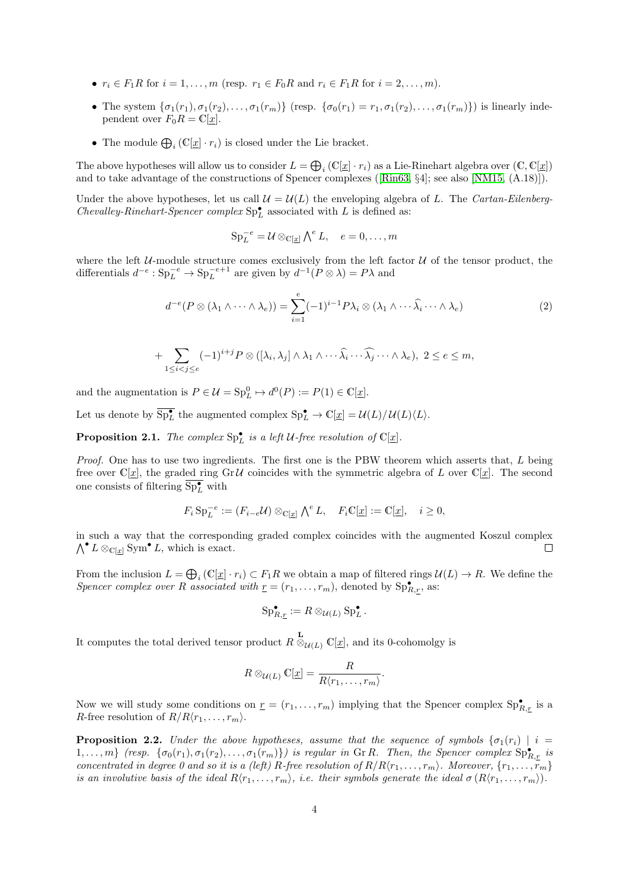- $r_i \in F_1R$ for $i = 1, \ldots, m$ (resp. $r_1 \in F_0R$ and $r_i \in F_1R$ for $i = 2, \ldots, m$).
- The system $\{\sigma_1(r_1), \sigma_1(r_2), \ldots, \sigma_1(r_m)\}$ (resp. $\{\sigma_0(r_1) = r_1, \sigma_1(r_2), \ldots, \sigma_1(r_m)\}$) is linearly independent over $F_0R = \mathbb{C}[\underline{x}]$.
- The module $\bigoplus_i (\mathbb{C}[\underline{x}] \cdot r_i)$ is closed under the Lie bracket.

The above hypotheses will allow us to consider $L = \bigoplus_i (\mathbb{C}[\underline{x}] \cdot r_i)$ as a Lie-Rinehart algebra over $(\mathbb{C}, \mathbb{C}[\underline{x}])$ and to take advantage of the constructions of Spencer complexes ([Rin63, §4]; see also [NM15, (A.18)]).

Under the above hypotheses, let us call $\mathcal{U} = \mathcal{U}(L)$ the enveloping algebra of $L$. The *Cartan-Eilenberg-Chevalley-Rinehart-Spencer complex* $\mathrm{Sp}_L^\bullet$ associated with $L$ is defined as:

$$\mathrm{Sp}_L^{-e} = \mathcal{U} \otimes_{\mathbb{C}[\underline{x}]} \bigwedge\nolimits^e L, \quad e = 0, \ldots, m$$

where the left $\mathcal{U}$-module structure comes exclusively from the left factor $\mathcal{U}$ of the tensor product, the differentials $d^{-e} : \mathrm{Sp}_L^{-e} \to \mathrm{Sp}_L^{-e+1}$ are given by $d^{-1}(P \otimes \lambda) = P\lambda$ and

$$d^{-e}(P \otimes (\lambda_1 \wedge \cdots \wedge \lambda_e)) = \sum_{i=1}^{e} (-1)^{i-1} P\lambda_i \otimes (\lambda_1 \wedge \cdots \widehat{\lambda_i} \cdots \wedge \lambda_e) \tag{2}$$

$$+ \sum_{1 \le i < j \le e} (-1)^{i+j} P \otimes ([\lambda_i, \lambda_j] \wedge \lambda_1 \wedge \cdots \widehat{\lambda_i} \cdots \widehat{\lambda_j} \cdots \wedge \lambda_e), \ 2 \le e \le m,$$

and the augmentation is $P \in \mathcal{U} = \mathrm{Sp}_L^0 \mapsto d^0(P) := P(1) \in \mathbb{C}[\underline{x}]$.

Let us denote by $\overline{\mathrm{Sp}_L^\bullet}$ the augmented complex $\mathrm{Sp}_L^\bullet \to \mathbb{C}[\underline{x}] = \mathcal{U}(L)/\mathcal{U}(L)\langle L \rangle$.

**Proposition 2.1.** *The complex $\mathrm{Sp}_L^\bullet$ is a left $\mathcal{U}$-free resolution of $\mathbb{C}[\underline{x}]$.*

*Proof.* One has to use two ingredients. The first one is the PBW theorem which asserts that, $L$ being free over $\mathbb{C}[\underline{x}]$, the graded ring $\mathrm{Gr}\,\mathcal{U}$ coincides with the symmetric algebra of $L$ over $\mathbb{C}[\underline{x}]$. The second one consists of filtering $\overline{\mathrm{Sp}_L^\bullet}$ with

$$F_i \,\mathrm{Sp}_L^{-e} := (F_{i-e}\mathcal{U}) \otimes_{\mathbb{C}[\underline{x}]} \bigwedge\nolimits^e L, \quad F_i\mathbb{C}[\underline{x}] := \mathbb{C}[\underline{x}], \quad i \ge 0,$$

in such a way that the corresponding graded complex coincides with the augmented Koszul complex $\bigwedge^\bullet L \otimes_{\mathbb{C}[\underline{x}]} \mathrm{Sym}^\bullet L$, which is exact. □

From the inclusion $L = \bigoplus_i (\mathbb{C}[\underline{x}] \cdot r_i) \subset F_1R$ we obtain a map of filtered rings $\mathcal{U}(L) \to R$. We define the *Spencer complex over $R$ associated with $\underline{r} = (r_1, \ldots, r_m)$*, denoted by $\mathrm{Sp}_{R,\underline{r}}^\bullet$, as:

$$\mathrm{Sp}_{R,\underline{r}}^\bullet := R \otimes_{\mathcal{U}(L)} \mathrm{Sp}_L^\bullet.$$

It computes the total derived tensor product $R \overset{\mathbf{L}}{\otimes}_{\mathcal{U}(L)} \mathbb{C}[\underline{x}]$, and its 0-cohomolgy is

$$R \otimes_{\mathcal{U}(L)} \mathbb{C}[\underline{x}] = \frac{R}{R\langle r_1, \ldots, r_m \rangle}.$$

Now we will study some conditions on $\underline{r} = (r_1, \ldots, r_m)$ implying that the Spencer complex $\mathrm{Sp}_{R,\underline{r}}^\bullet$ is a $R$-free resolution of $R/R\langle r_1, \ldots, r_m \rangle$.

**Proposition 2.2.** *Under the above hypotheses, assume that the sequence of symbols $\{\sigma_1(r_i) \mid i = 1, \ldots, m\}$ (resp. $\{\sigma_0(r_1), \sigma_1(r_2), \ldots, \sigma_1(r_m)\}$) is regular in $\mathrm{Gr}\,R$. Then, the Spencer complex $\mathrm{Sp}_{R,\underline{r}}^\bullet$ is concentrated in degree 0 and so it is a (left) $R$-free resolution of $R/R\langle r_1, \ldots, r_m \rangle$. Moreover, $\{r_1, \ldots, r_m\}$ is an involutive basis of the ideal $R\langle r_1, \ldots, r_m \rangle$, i.e. their symbols generate the ideal $\sigma\,(R\langle r_1, \ldots, r_m \rangle)$.*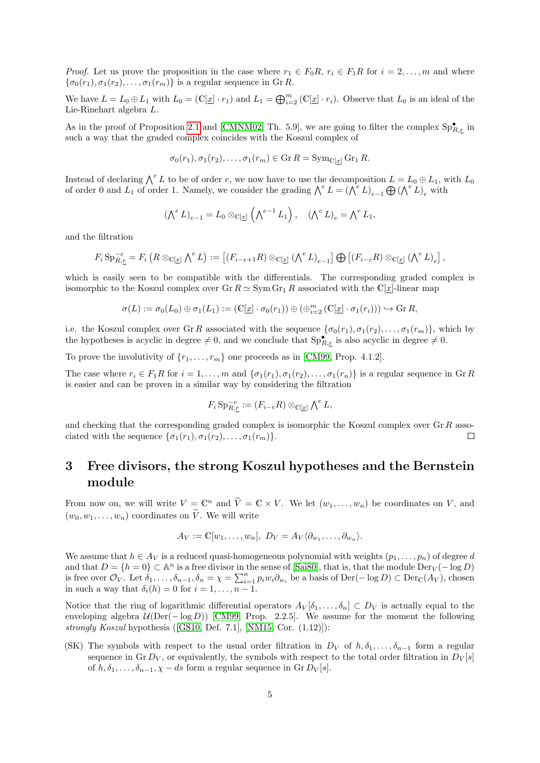*Proof.* Let us prove the proposition in the case where $r_1 \in F_0R$, $r_i \in F_1R$ for $i = 2, \dots, m$ and where $\{\sigma_0(r_1), \sigma_1(r_2), \dots, \sigma_1(r_m)\}$ is a regular sequence in $\operatorname{Gr} R$.

We have $L = L_0 \oplus L_1$ with $L_0 = (\mathbb{C}[\underline{x}] \cdot r_1)$ and $L_1 = \bigoplus_{i=2}^m (\mathbb{C}[\underline{x}] \cdot r_i)$. Observe that $L_0$ is an ideal of the Lie-Rinehart algebra $L$.

As in the proof of Proposition 2.1 and [CMNM02, Th. 5.9], we are going to filter the complex $\operatorname{Sp}^\bullet_{R,\underline{r}}$ in such a way that the graded complex coincides with the Koszul complex of

$$\sigma_0(r_1), \sigma_1(r_2), \dots, \sigma_1(r_m) \in \operatorname{Gr} R = \operatorname{Sym}_{\mathbb{C}[\underline{x}]} \operatorname{Gr}_1 R.$$

Instead of declaring $\bigwedge^e L$ to be of order $e$, we now have to use the decomposition $L = L_0 \oplus L_1$, with $L_0$ of order 0 and $L_1$ of order 1. Namely, we consider the grading $\bigwedge^e L = (\bigwedge^e L)_{e-1} \bigoplus (\bigwedge^e L)_e$ with

$$(\textstyle\bigwedge^e L)_{e-1} = L_0 \otimes_{\mathbb{C}[\underline{x}]} \left( \bigwedge^{e-1} L_1 \right), \quad (\bigwedge^e L)_e = \bigwedge^e L_1,$$

and the filtration

$$F_i \operatorname{Sp}^{-e}_{R,\underline{r}} = F_i \left( R \otimes_{\mathbb{C}[\underline{x}]} \textstyle\bigwedge^e L \right) := \left[ (F_{i-e+1}R) \otimes_{\mathbb{C}[\underline{x}]} (\bigwedge^e L)_{e-1} \right] \bigoplus \left[ (F_{i-e}R) \otimes_{\mathbb{C}[\underline{x}]} (\bigwedge^e L)_e \right],$$

which is easily seen to be compatible with the differentials. The corresponding graded complex is isomorphic to the Koszul complex over $\operatorname{Gr} R \simeq \operatorname{Sym} \operatorname{Gr}_1 R$ associated with the $\mathbb{C}[\underline{x}]$-linear map

$$\sigma(L) := \sigma_0(L_0) \oplus \sigma_1(L_1) := (\mathbb{C}[\underline{x}] \cdot \sigma_0(r_1)) \oplus (\oplus_{i=2}^m (\mathbb{C}[\underline{x}] \cdot \sigma_1(r_i))) \hookrightarrow \operatorname{Gr} R,$$

i.e. the Koszul complex over $\operatorname{Gr} R$ associated with the sequence $\{\sigma_0(r_1), \sigma_1(r_2), \dots, \sigma_1(r_m)\}$, which by the hypotheses is acyclic in degree $\neq 0$, and we conclude that $\operatorname{Sp}^\bullet_{R,\underline{r}}$ is also acyclic in degree $\neq 0$.

To prove the involutivity of $\{r_1, \dots, r_m\}$ one proceeds as in [CM99, Prop. 4.1.2].

The case where $r_i \in F_1R$ for $i = 1, \dots, m$ and $\{\sigma_1(r_1), \sigma_1(r_2), \dots, \sigma_1(r_n)\}$ is a regular sequence in $\operatorname{Gr} R$ is easier and can be proven in a similar way by considering the filtration

$$F_i \operatorname{Sp}^{-e}_{R,\underline{r}} := (F_{i-e}R) \otimes_{\mathbb{C}[\underline{x}]} \textstyle\bigwedge^e L,$$

and checking that the corresponding graded complex is isomorphic the Koszul complex over $\operatorname{Gr} R$ associated with the sequence $\{\sigma_1(r_1), \sigma_1(r_2), \dots, \sigma_1(r_m)\}$. ∎

# 3 Free divisors, the strong Koszul hypotheses and the Bernstein module

From now on, we will write $V = \mathbb{C}^n$ and $\widetilde{V} = \mathbb{C} \times V$. We let $(w_1, \dots, w_n)$ be coordinates on $V$, and $(w_0, w_1, \dots, w_n)$ coordinates on $\widetilde{V}$. We will write

$$A_V := \mathbb{C}[w_1, \dots, w_n], \; D_V = A_V \langle \partial_{w_1}, \dots, \partial_{w_n} \rangle.$$

We assume that $h \in A_V$ is a reduced quasi-homogeneous polynomial with weights $(p_1, \dots, p_n)$ of degree $d$ and that $D = \{h = 0\} \subset \mathbb{A}^n$ is a free divisor in the sense of [Sai80], that is, that the module $\operatorname{Der}_V(-\log D)$ is free over $\mathcal{O}_V$. Let $\delta_1, \dots, \delta_{n-1}, \delta_n = \chi = \sum_{i=1}^n p_i w_i \partial_{w_i}$ be a basis of $\operatorname{Der}(-\log D) \subset \operatorname{Der}_{\mathbb{C}}(A_V)$, chosen in such a way that $\delta_i(h) = 0$ for $i = 1, \dots, n-1$.

Notice that the ring of logarithmic differential operators $A_V[\delta_1, \dots, \delta_n] \subset D_V$ is actually equal to the enveloping algebra $\mathcal{U}(\operatorname{Der}(-\log D))$ [CM99, Prop. 2.2.5]. We assume for the moment the following *strongly Koszul* hypothesis ([GS10, Def. 7.1], [NM15, Cor. (1.12)]):

(SK) The symbols with respect to the usual order filtration in $D_V$ of $h, \delta_1, \dots, \delta_{n-1}$ form a regular sequence in $\operatorname{Gr} D_V$, or equivalently, the symbols with respect to the total order filtration in $D_V[s]$ of $h, \delta_1, \dots, \delta_{n-1}, \chi - ds$ form a regular sequence in $\operatorname{Gr} D_V[s]$.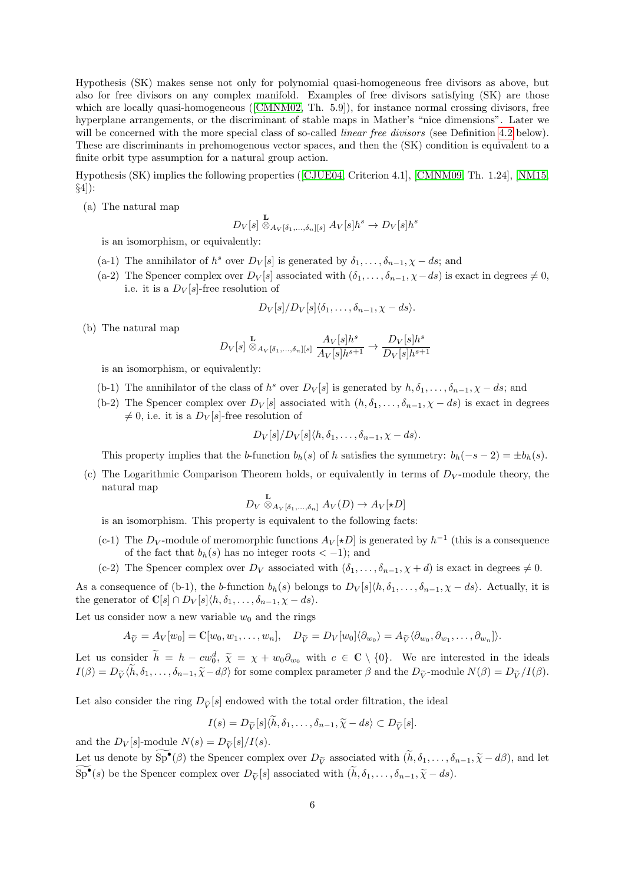Hypothesis (SK) makes sense not only for polynomial quasi-homogeneous free divisors as above, but also for free divisors on any complex manifold. Examples of free divisors satisfying (SK) are those which are locally quasi-homogeneous ([CMNM02, Th. 5.9]), for instance normal crossing divisors, free hyperplane arrangements, or the discriminant of stable maps in Mather's "nice dimensions". Later we will be concerned with the more special class of so-called *linear free divisors* (see Definition 4.2 below). These are discriminants in prehomogenous vector spaces, and then the (SK) condition is equivalent to a finite orbit type assumption for a natural group action.

Hypothesis (SK) implies the following properties ([CJUE04, Criterion 4.1], [CMNM09, Th. 1.24], [NM15, §4]):

(a) The natural map

$$D_V[s] \overset{\mathbf{L}}{\otimes}_{A_V[\delta_1,\ldots,\delta_n][s]} A_V[s]h^s \to D_V[s]h^s$$

is an isomorphism, or equivalently:

  (a-1) The annihilator of $h^s$ over $D_V[s]$ is generated by $\delta_1, \ldots, \delta_{n-1}, \chi - ds$; and

  (a-2) The Spencer complex over $D_V[s]$ associated with $(\delta_1, \ldots, \delta_{n-1}, \chi - ds)$ is exact in degrees $\neq 0$, i.e. it is a $D_V[s]$-free resolution of

$$D_V[s]/D_V[s]\langle \delta_1, \ldots, \delta_{n-1}, \chi - ds\rangle.$$

(b) The natural map

$$D_V[s] \overset{\mathbf{L}}{\otimes}_{A_V[\delta_1,\ldots,\delta_n][s]} \frac{A_V[s]h^s}{A_V[s]h^{s+1}} \to \frac{D_V[s]h^s}{D_V[s]h^{s+1}}$$

is an isomorphism, or equivalently:

  (b-1) The annihilator of the class of $h^s$ over $D_V[s]$ is generated by $h, \delta_1, \ldots, \delta_{n-1}, \chi - ds$; and

  (b-2) The Spencer complex over $D_V[s]$ associated with $(h, \delta_1, \ldots, \delta_{n-1}, \chi - ds)$ is exact in degrees $\neq 0$, i.e. it is a $D_V[s]$-free resolution of

$$D_V[s]/D_V[s]\langle h, \delta_1, \ldots, \delta_{n-1}, \chi - ds\rangle.$$

  This property implies that the $b$-function $b_h(s)$ of $h$ satisfies the symmetry: $b_h(-s-2) = \pm b_h(s)$.

(c) The Logarithmic Comparison Theorem holds, or equivalently in terms of $D_V$-module theory, the natural map

$$D_V \overset{\mathbf{L}}{\otimes}_{A_V[\delta_1,\ldots,\delta_n]} A_V(D) \to A_V[\star D]$$

is an isomorphism. This property is equivalent to the following facts:

  (c-1) The $D_V$-module of meromorphic functions $A_V[\star D]$ is generated by $h^{-1}$ (this is a consequence of the fact that $b_h(s)$ has no integer roots $< -1$); and

  (c-2) The Spencer complex over $D_V$ associated with $(\delta_1, \ldots, \delta_{n-1}, \chi + d)$ is exact in degrees $\neq 0$.

As a consequence of (b-1), the $b$-function $b_h(s)$ belongs to $D_V[s]\langle h, \delta_1, \ldots, \delta_{n-1}, \chi - ds\rangle$. Actually, it is the generator of $\mathbb{C}[s] \cap D_V[s]\langle h, \delta_1, \ldots, \delta_{n-1}, \chi - ds\rangle$.

Let us consider now a new variable $w_0$ and the rings

$$A_{\widetilde{V}} = A_V[w_0] = \mathbb{C}[w_0, w_1, \ldots, w_n], \quad D_{\widetilde{V}} = D_V[w_0]\langle \partial_{w_0}\rangle = A_{\widetilde{V}}\langle \partial_{w_0}, \partial_{w_1}, \ldots, \partial_{w_n}]\rangle.$$

Let us consider $\widetilde{h} = h - cw_0^d$, $\widetilde{\chi} = \chi + w_0\partial_{w_0}$ with $c \in \mathbb{C} \setminus \{0\}$. We are interested in the ideals $I(\beta) = D_{\widetilde{V}}\langle \widetilde{h}, \delta_1, \ldots, \delta_{n-1}, \widetilde{\chi} - d\beta\rangle$ for some complex parameter $\beta$ and the $D_{\widetilde{V}}$-module $N(\beta) = D_{\widetilde{V}}/I(\beta)$.

Let also consider the ring $D_{\widetilde{V}}[s]$ endowed with the total order filtration, the ideal

$$I(s) = D_{\widetilde{V}}[s]\langle \widetilde{h}, \delta_1, \ldots, \delta_{n-1}, \widetilde{\chi} - ds\rangle \subset D_{\widetilde{V}}[s].$$

and the $D_V[s]$-module $N(s) = D_{\widetilde{V}}[s]/I(s)$.

Let us denote by $\widetilde{\mathrm{Sp}}^\bullet(\beta)$ the Spencer complex over $D_{\widetilde{V}}$ associated with $(\widetilde{h}, \delta_1, \ldots, \delta_{n-1}, \widetilde{\chi} - d\beta)$, and let $\widetilde{\mathrm{Sp}}^\bullet(s)$ be the Spencer complex over $D_{\widetilde{V}}[s]$ associated with $(\widetilde{h}, \delta_1, \ldots, \delta_{n-1}, \widetilde{\chi} - ds)$.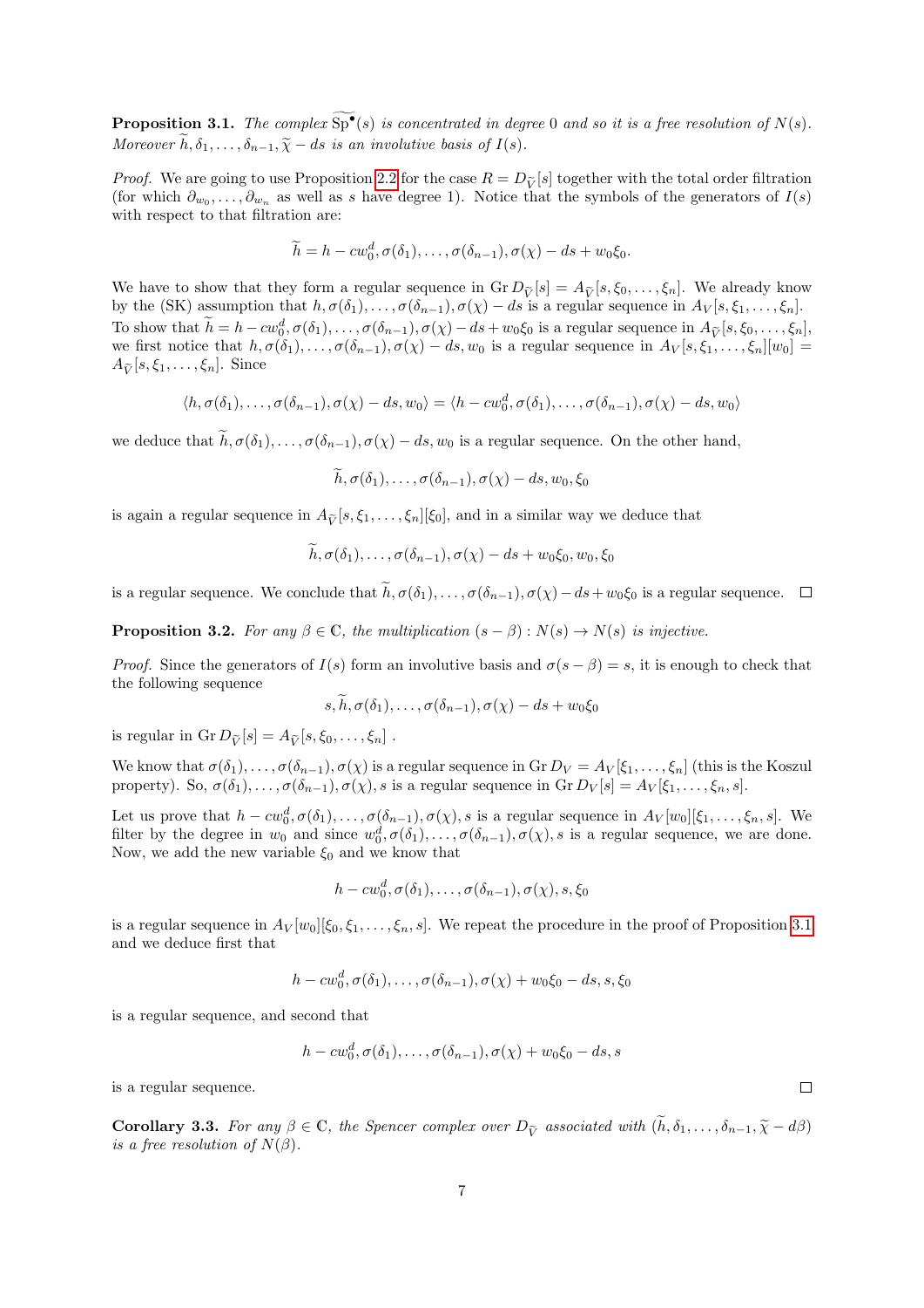**Proposition 3.1.** *The complex $\widetilde{\mathrm{Sp}}^\bullet(s)$ is concentrated in degree 0 and so it is a free resolution of $N(s)$. Moreover $\widetilde{h}, \delta_1, \ldots, \delta_{n-1}, \widetilde{\chi} - ds$ is an involutive basis of $I(s)$.*

*Proof.* We are going to use Proposition 2.2 for the case $R = D_{\widetilde{V}}[s]$ together with the total order filtration (for which $\partial_{w_0}, \ldots, \partial_{w_n}$ as well as $s$ have degree 1). Notice that the symbols of the generators of $I(s)$ with respect to that filtration are:

$$\widetilde{h} = h - cw_0^d, \sigma(\delta_1), \ldots, \sigma(\delta_{n-1}), \sigma(\chi) - ds + w_0\xi_0.$$

We have to show that they form a regular sequence in $\mathrm{Gr}\, D_{\widetilde{V}}[s] = A_{\widetilde{V}}[s, \xi_0, \ldots, \xi_n]$. We already know by the (SK) assumption that $h, \sigma(\delta_1), \ldots, \sigma(\delta_{n-1}), \sigma(\chi) - ds$ is a regular sequence in $A_V[s, \xi_1, \ldots, \xi_n]$. To show that $\widetilde{h} = h - cw_0^d, \sigma(\delta_1), \ldots, \sigma(\delta_{n-1}), \sigma(\chi) - ds + w_0\xi_0$ is a regular sequence in $A_{\widetilde{V}}[s, \xi_0, \ldots, \xi_n]$, we first notice that $h, \sigma(\delta_1), \ldots, \sigma(\delta_{n-1}), \sigma(\chi) - ds, w_0$ is a regular sequence in $A_V[s, \xi_1, \ldots, \xi_n][w_0] = A_{\widetilde{V}}[s, \xi_1, \ldots, \xi_n]$. Since

$$\langle h, \sigma(\delta_1), \ldots, \sigma(\delta_{n-1}), \sigma(\chi) - ds, w_0\rangle = \langle h - cw_0^d, \sigma(\delta_1), \ldots, \sigma(\delta_{n-1}), \sigma(\chi) - ds, w_0\rangle$$

we deduce that $\widetilde{h}, \sigma(\delta_1), \ldots, \sigma(\delta_{n-1}), \sigma(\chi) - ds, w_0$ is a regular sequence. On the other hand,

$$\widetilde{h}, \sigma(\delta_1), \ldots, \sigma(\delta_{n-1}), \sigma(\chi) - ds, w_0, \xi_0$$

is again a regular sequence in $A_{\widetilde{V}}[s, \xi_1, \ldots, \xi_n][\xi_0]$, and in a similar way we deduce that

$$\widetilde{h}, \sigma(\delta_1), \ldots, \sigma(\delta_{n-1}), \sigma(\chi) - ds + w_0\xi_0, w_0, \xi_0$$

is a regular sequence. We conclude that $\widetilde{h}, \sigma(\delta_1), \ldots, \sigma(\delta_{n-1}), \sigma(\chi) - ds + w_0\xi_0$ is a regular sequence. □

**Proposition 3.2.** *For any $\beta \in \mathbb{C}$, the multiplication $(s - \beta) : N(s) \to N(s)$ is injective.*

*Proof.* Since the generators of $I(s)$ form an involutive basis and $\sigma(s - \beta) = s$, it is enough to check that the following sequence

$$s, \widetilde{h}, \sigma(\delta_1), \ldots, \sigma(\delta_{n-1}), \sigma(\chi) - ds + w_0\xi_0$$

is regular in $\mathrm{Gr}\, D_{\widetilde{V}}[s] = A_{\widetilde{V}}[s, \xi_0, \ldots, \xi_n]$ .

We know that $\sigma(\delta_1), \ldots, \sigma(\delta_{n-1}), \sigma(\chi)$ is a regular sequence in $\mathrm{Gr}\, D_V = A_V[\xi_1, \ldots, \xi_n]$ (this is the Koszul property). So, $\sigma(\delta_1), \ldots, \sigma(\delta_{n-1}), \sigma(\chi), s$ is a regular sequence in $\mathrm{Gr}\, D_V[s] = A_V[\xi_1, \ldots, \xi_n, s]$.

Let us prove that $h - cw_0^d, \sigma(\delta_1), \ldots, \sigma(\delta_{n-1}), \sigma(\chi), s$ is a regular sequence in $A_V[w_0][\xi_1, \ldots, \xi_n, s]$. We filter by the degree in $w_0$ and since $w_0^d, \sigma(\delta_1), \ldots, \sigma(\delta_{n-1}), \sigma(\chi), s$ is a regular sequence, we are done. Now, we add the new variable $\xi_0$ and we know that

$$h - cw_0^d, \sigma(\delta_1), \ldots, \sigma(\delta_{n-1}), \sigma(\chi), s, \xi_0$$

is a regular sequence in $A_V[w_0][\xi_0, \xi_1, \ldots, \xi_n, s]$. We repeat the procedure in the proof of Proposition 3.1 and we deduce first that

$$h - cw_0^d, \sigma(\delta_1), \ldots, \sigma(\delta_{n-1}), \sigma(\chi) + w_0\xi_0 - ds, s, \xi_0$$

is a regular sequence, and second that

$$h - cw_0^d, \sigma(\delta_1), \ldots, \sigma(\delta_{n-1}), \sigma(\chi) + w_0\xi_0 - ds, s$$

is a regular sequence. □

**Corollary 3.3.** *For any $\beta \in \mathbb{C}$, the Spencer complex over $D_{\widetilde{V}}$ associated with $(\widetilde{h}, \delta_1, \ldots, \delta_{n-1}, \widetilde{\chi} - d\beta)$ is a free resolution of $N(\beta)$.*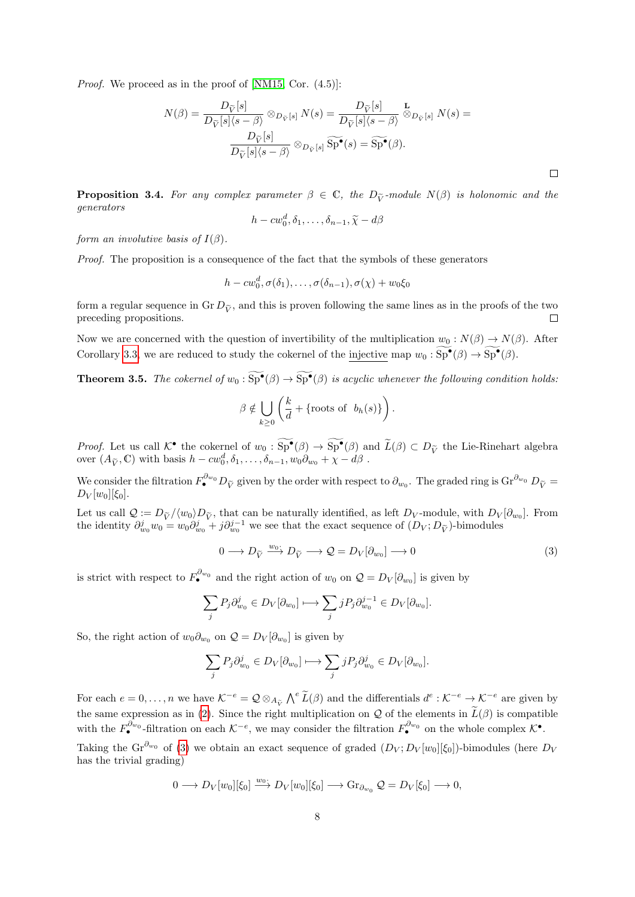*Proof.* We proceed as in the proof of [NM15, Cor. (4.5)]:

$$N(\beta) = \frac{D_{\widetilde{V}}[s]}{D_{\widetilde{V}}[s]\langle s-\beta\rangle} \otimes_{D_{\widetilde{V}}[s]} N(s) = \frac{D_{\widetilde{V}}[s]}{D_{\widetilde{V}}[s]\langle s-\beta\rangle} \overset{\mathbf{L}}{\otimes}_{D_{\widetilde{V}}[s]} N(s) = \frac{D_{\widetilde{V}}[s]}{D_{\widetilde{V}}[s]\langle s-\beta\rangle} \otimes_{D_{\widetilde{V}}[s]} \widetilde{\mathrm{Sp}^\bullet}(s) = \widetilde{\mathrm{Sp}^\bullet}(\beta).$$

□

**Proposition 3.4.** *For any complex parameter $\beta \in \mathbb{C}$, the $D_{\widetilde{V}}$-module $N(\beta)$ is holonomic and the generators*

$$h - cw_0^d, \delta_1, \ldots, \delta_{n-1}, \widetilde{\chi} - d\beta$$

*form an involutive basis of $I(\beta)$.*

*Proof.* The proposition is a consequence of the fact that the symbols of these generators

$$h - cw_0^d, \sigma(\delta_1), \ldots, \sigma(\delta_{n-1}), \sigma(\chi) + w_0\xi_0$$

form a regular sequence in $\operatorname{Gr} D_{\widetilde{V}}$, and this is proven following the same lines as in the proofs of the two preceding propositions. □

Now we are concerned with the question of invertibility of the multiplication $w_0 : N(\beta) \to N(\beta)$. After Corollary 3.3, we are reduced to study the cokernel of the injective map $w_0 : \widetilde{\mathrm{Sp}^\bullet}(\beta) \to \widetilde{\mathrm{Sp}^\bullet}(\beta)$.

**Theorem 3.5.** *The cokernel of $w_0 : \widetilde{\mathrm{Sp}^\bullet}(\beta) \to \widetilde{\mathrm{Sp}^\bullet}(\beta)$ is acyclic whenever the following condition holds:*

$$\beta \notin \bigcup_{k\geq 0} \left( \frac{k}{d} + \{\text{roots of } \ b_h(s)\} \right).$$

*Proof.* Let us call $\mathcal{K}^\bullet$ the cokernel of $w_0 : \widetilde{\mathrm{Sp}^\bullet}(\beta) \to \widetilde{\mathrm{Sp}^\bullet}(\beta)$ and $\widetilde{L}(\beta) \subset D_{\widetilde{V}}$ the Lie-Rinehart algebra over $(A_{\widetilde{V}}, \mathbb{C})$ with basis $h - cw_0^d, \delta_1, \ldots, \delta_{n-1}, w_0\partial_{w_0} + \chi - d\beta$ .

We consider the filtration $F_\bullet^{\partial_{w_0}} D_{\widetilde{V}}$ given by the order with respect to $\partial_{w_0}$. The graded ring is $\operatorname{Gr}^{\partial_{w_0}} D_{\widetilde{V}} = D_V[w_0][\xi_0]$.

Let us call $\mathcal{Q} := D_{\widetilde{V}}/\langle w_0\rangle D_{\widetilde{V}}$, that can be naturally identified, as left $D_V$-module, with $D_V[\partial_{w_0}]$. From the identity $\partial_{w_0}^j w_0 = w_0\partial_{w_0}^j + j\partial_{w_0}^{j-1}$ we see that the exact sequence of $(D_V; D_{\widetilde{V}})$-bimodules

$$0 \longrightarrow D_{\widetilde{V}} \xrightarrow{w_0\cdot} D_{\widetilde{V}} \longrightarrow \mathcal{Q} = D_V[\partial_{w_0}] \longrightarrow 0 \tag{3}$$

is strict with respect to $F_\bullet^{\partial_{w_0}}$ and the right action of $w_0$ on $\mathcal{Q} = D_V[\partial_{w_0}]$ is given by

$$\sum_j P_j \partial_{w_0}^j \in D_V[\partial_{w_0}] \longmapsto \sum_j jP_j\partial_{w_0}^{j-1} \in D_V[\partial_{w_0}].$$

So, the right action of $w_0\partial_{w_0}$ on $\mathcal{Q} = D_V[\partial_{w_0}]$ is given by

$$\sum_j P_j \partial_{w_0}^j \in D_V[\partial_{w_0}] \longmapsto \sum_j jP_j\partial_{w_0}^{j} \in D_V[\partial_{w_0}].$$

For each $e = 0, \ldots, n$ we have $\mathcal{K}^{-e} = \mathcal{Q} \otimes_{A_{\widetilde{V}}} \bigwedge^e \widetilde{L}(\beta)$ and the differentials $d^e : \mathcal{K}^{-e} \to \mathcal{K}^{-e}$ are given by the same expression as in (2). Since the right multiplication on $\mathcal{Q}$ of the elements in $\widetilde{L}(\beta)$ is compatible with the $F_\bullet^{\partial_{w_0}}$-filtration on each $\mathcal{K}^{-e}$, we may consider the filtration $F_\bullet^{\partial_{w_0}}$ on the whole complex $\mathcal{K}^\bullet$.

Taking the $\operatorname{Gr}^{\partial_{w_0}}$ of (3) we obtain an exact sequence of graded $(D_V; D_V[w_0][\xi_0])$-bimodules (here $D_V$ has the trivial grading)

$$0 \longrightarrow D_V[w_0][\xi_0] \xrightarrow{w_0\cdot} D_V[w_0][\xi_0] \longrightarrow \operatorname{Gr}_{\partial_{w_0}} \mathcal{Q} = D_V[\xi_0] \longrightarrow 0,$$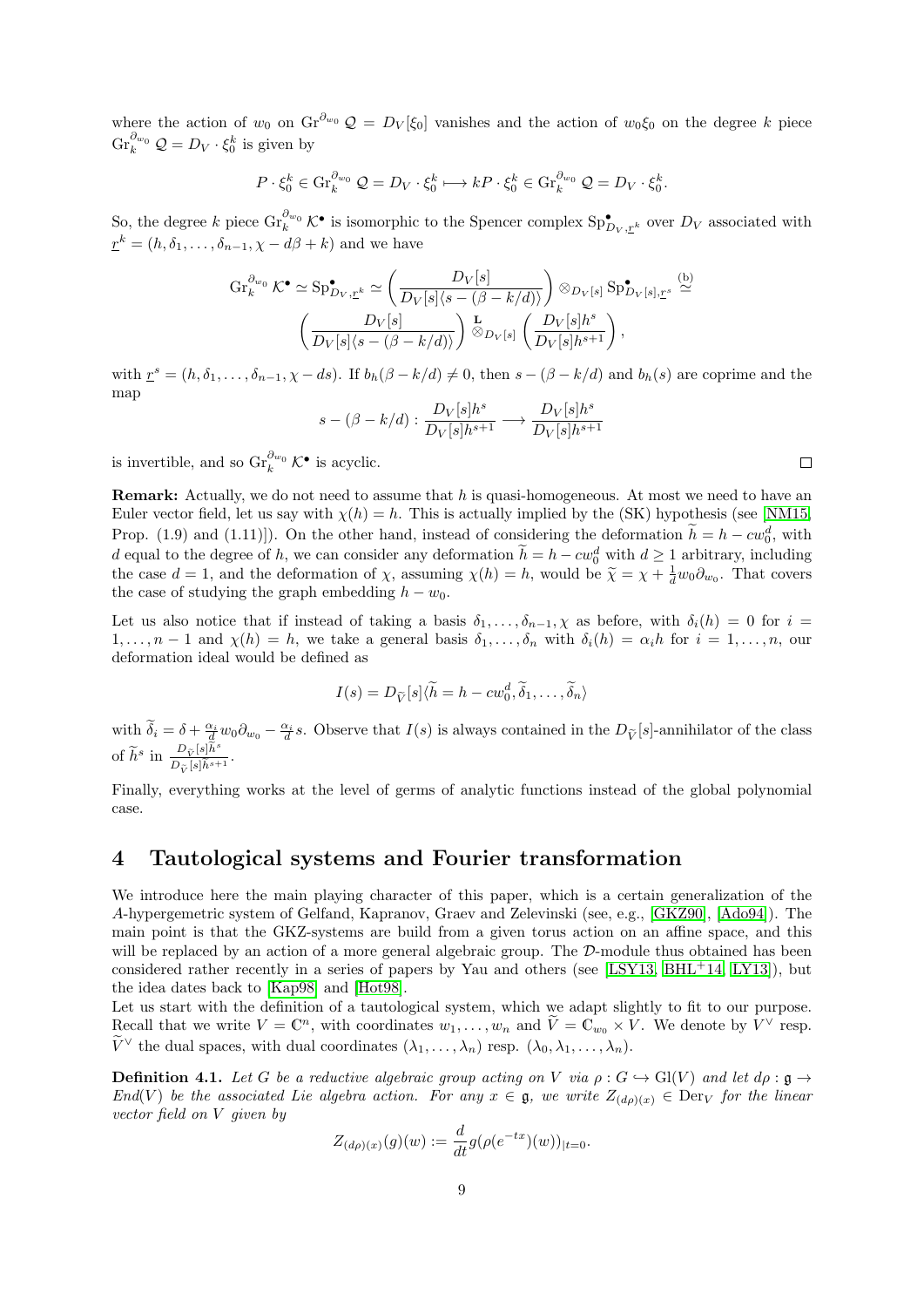where the action of $w_0$ on $\mathrm{Gr}^{\partial_{w_0}} \mathcal{Q} = D_V[\xi_0]$ vanishes and the action of $w_0\xi_0$ on the degree $k$ piece $\mathrm{Gr}_k^{\partial_{w_0}} \mathcal{Q} = D_V \cdot \xi_0^k$ is given by

$$P \cdot \xi_0^k \in \mathrm{Gr}_k^{\partial_{w_0}} \mathcal{Q} = D_V \cdot \xi_0^k \longmapsto kP \cdot \xi_0^k \in \mathrm{Gr}_k^{\partial_{w_0}} \mathcal{Q} = D_V \cdot \xi_0^k.$$

So, the degree $k$ piece $\mathrm{Gr}_k^{\partial_{w_0}} \mathcal{K}^\bullet$ is isomorphic to the Spencer complex $\mathrm{Sp}^\bullet_{D_V,\underline{r}^k}$ over $D_V$ associated with $\underline{r}^k = (h, \delta_1, \ldots, \delta_{n-1}, \chi - d\beta + k)$ and we have

$$\mathrm{Gr}_k^{\partial_{w_0}} \mathcal{K}^\bullet \simeq \mathrm{Sp}^\bullet_{D_V,\underline{r}^k} \simeq \left( \frac{D_V[s]}{D_V[s]\langle s - (\beta - k/d)\rangle} \right) \otimes_{D_V[s]} \mathrm{Sp}^\bullet_{D_V[s],\underline{r}^s} \overset{(\mathrm{b})}{\simeq}$$
$$\left( \frac{D_V[s]}{D_V[s]\langle s - (\beta - k/d)\rangle} \right) \overset{\mathbf{L}}{\otimes}_{D_V[s]} \left( \frac{D_V[s]h^s}{D_V[s]h^{s+1}} \right),$$

with $\underline{r}^s = (h, \delta_1, \ldots, \delta_{n-1}, \chi - ds)$. If $b_h(\beta - k/d) \neq 0$, then $s - (\beta - k/d)$ and $b_h(s)$ are coprime and the map

$$s - (\beta - k/d) : \frac{D_V[s]h^s}{D_V[s]h^{s+1}} \longrightarrow \frac{D_V[s]h^s}{D_V[s]h^{s+1}}$$

is invertible, and so $\mathrm{Gr}_k^{\partial_{w_0}} \mathcal{K}^\bullet$ is acyclic. □

**Remark:** Actually, we do not need to assume that $h$ is quasi-homogeneous. At most we need to have an Euler vector field, let us say with $\chi(h) = h$. This is actually implied by the (SK) hypothesis (see [NM15, Prop. (1.9) and (1.11)]). On the other hand, instead of considering the deformation $\widetilde{h} = h - cw_0^d$, with $d$ equal to the degree of $h$, we can consider any deformation $\widetilde{h} = h - cw_0^d$ with $d \geq 1$ arbitrary, including the case $d = 1$, and the deformation of $\chi$, assuming $\chi(h) = h$, would be $\widetilde{\chi} = \chi + \frac{1}{d} w_0 \partial_{w_0}$. That covers the case of studying the graph embedding $h - w_0$.

Let us also notice that if instead of taking a basis $\delta_1, \ldots, \delta_{n-1}, \chi$ as before, with $\delta_i(h) = 0$ for $i = 1, \ldots, n-1$ and $\chi(h) = h$, we take a general basis $\delta_1, \ldots, \delta_n$ with $\delta_i(h) = \alpha_i h$ for $i = 1, \ldots, n$, our deformation ideal would be defined as

$$I(s) = D_{\widetilde{V}}[s]\langle \widetilde{h} = h - cw_0^d, \widetilde{\delta}_1, \ldots, \widetilde{\delta}_n \rangle$$

with $\widetilde{\delta}_i = \delta + \frac{\alpha_i}{d} w_0 \partial_{w_0} - \frac{\alpha_i}{d} s$. Observe that $I(s)$ is always contained in the $D_{\widetilde{V}}[s]$-annihilator of the class of $\widetilde{h}^s$ in $\frac{D_{\widetilde{V}}[s]\widetilde{h}^s}{D_{\widetilde{V}}[s]\widetilde{h}^{s+1}}$.

Finally, everything works at the level of germs of analytic functions instead of the global polynomial case.

# 4 Tautological systems and Fourier transformation

We introduce here the main playing character of this paper, which is a certain generalization of the $A$-hypergemetric system of Gelfand, Kapranov, Graev and Zelevinski (see, e.g., [GKZ90], [Ado94]). The main point is that the GKZ-systems are build from a given torus action on an affine space, and this will be replaced by an action of a more general algebraic group. The $\mathcal{D}$-module thus obtained has been considered rather recently in a series of papers by Yau and others (see [LSY13, BHL+14, LY13]), but the idea dates back to [Kap98] and [Hot98].

Let us start with the definition of a tautological system, which we adapt slightly to fit to our purpose. Recall that we write $V = \mathbb{C}^n$, with coordinates $w_1, \ldots, w_n$ and $\widetilde{V} = \mathbb{C}_{w_0} \times V$. We denote by $V^\vee$ resp. $\widetilde{V}^\vee$ the dual spaces, with dual coordinates $(\lambda_1, \ldots, \lambda_n)$ resp. $(\lambda_0, \lambda_1, \ldots, \lambda_n)$.

**Definition 4.1.** *Let $G$ be a reductive algebraic group acting on $V$ via $\rho : G \hookrightarrow \mathrm{Gl}(V)$ and let $d\rho : \mathfrak{g} \to End(V)$ be the associated Lie algebra action. For any $x \in \mathfrak{g}$, we write $Z_{(d\rho)(x)} \in \mathrm{Der}_V$ for the linear vector field on $V$ given by*

$$Z_{(d\rho)(x)}(g)(w) := \frac{d}{dt} g(\rho(e^{-tx})(w))_{|t=0}.$$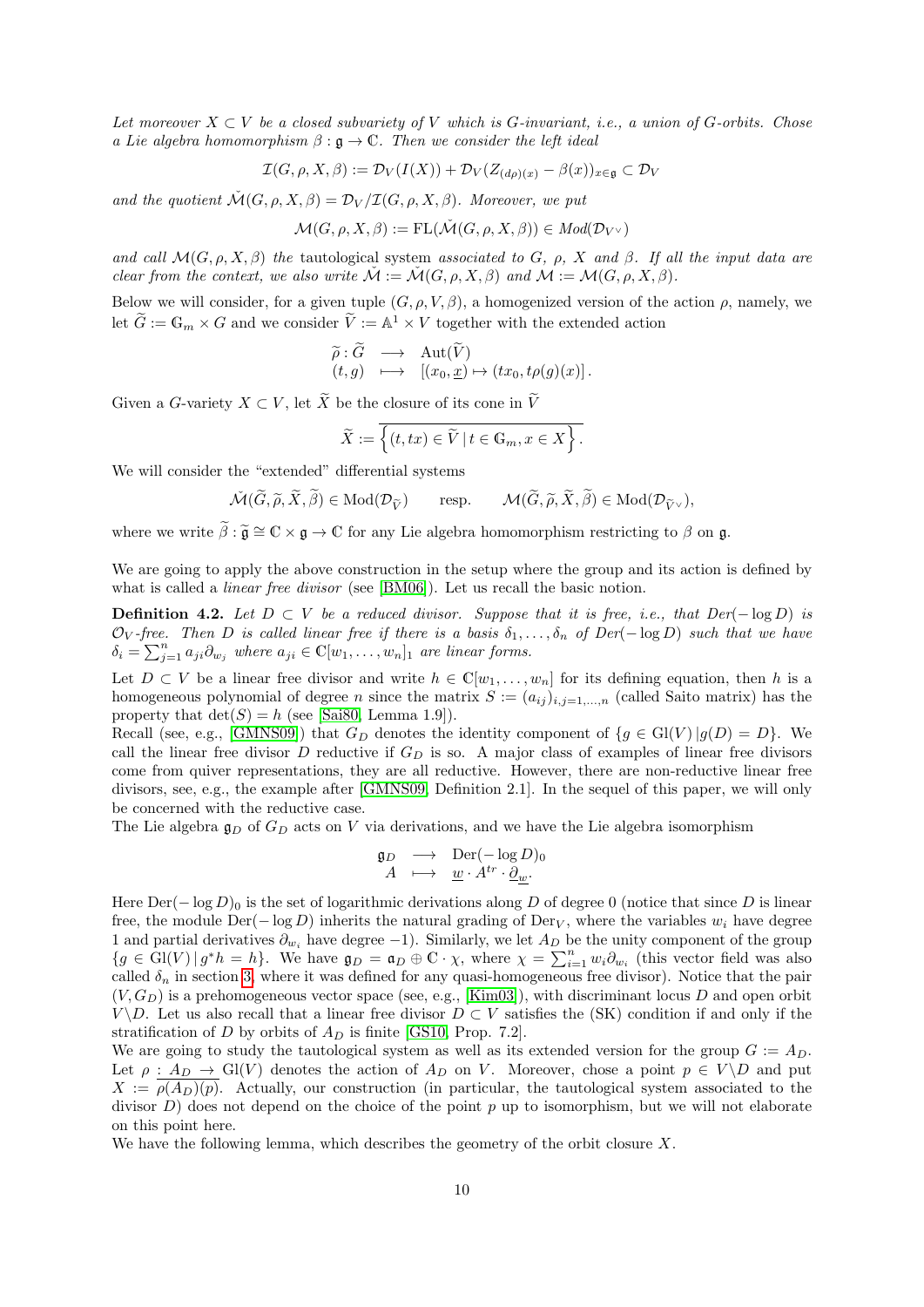*Let moreover $X \subset V$ be a closed subvariety of $V$ which is $G$-invariant, i.e., a union of $G$-orbits. Chose a Lie algebra homomorphism $\beta : \mathfrak{g} \to \mathbb{C}$. Then we consider the left ideal*

$$\mathcal{I}(G, \rho, X, \beta) := \mathcal{D}_V(I(X)) + \mathcal{D}_V(Z_{(d\rho)(x)} - \beta(x))_{x \in \mathfrak{g}} \subset \mathcal{D}_V$$

*and the quotient $\check{\mathcal{M}}(G, \rho, X, \beta) = \mathcal{D}_V / \mathcal{I}(G, \rho, X, \beta)$. Moreover, we put*

$$\mathcal{M}(G, \rho, X, \beta) := \mathrm{FL}(\check{\mathcal{M}}(G, \rho, X, \beta)) \in Mod(\mathcal{D}_{V^\vee})$$

*and call $\mathcal{M}(G, \rho, X, \beta)$ the* tautological system *associated to $G$, $\rho$, $X$ and $\beta$. If all the input data are clear from the context, we also write $\check{\mathcal{M}} := \check{\mathcal{M}}(G, \rho, X, \beta)$ and $\mathcal{M} := \mathcal{M}(G, \rho, X, \beta)$.*

Below we will consider, for a given tuple $(G, \rho, V, \beta)$, a homogenized version of the action $\rho$, namely, we let $\widetilde{G} := \mathbb{G}_m \times G$ and we consider $\widetilde{V} := \mathbb{A}^1 \times V$ together with the extended action

$$\begin{array}{rcl} \widetilde{\rho} : \widetilde{G} & \longrightarrow & \mathrm{Aut}(\widetilde{V}) \\ (t, g) & \longmapsto & [(x_0, \underline{x}) \mapsto (t x_0, t\rho(g)(x)] \,. \end{array}$$

Given a $G$-variety $X \subset V$, let $\widetilde{X}$ be the closure of its cone in $\widetilde{V}$

$$\widetilde{X} := \overline{\left\{(t, tx) \in \widetilde{V} \,|\, t \in \mathbb{G}_m, x \in X\right\}}.$$

We will consider the "extended" differential systems

$$\check{\mathcal{M}}(\widetilde{G}, \widetilde{\rho}, \widetilde{X}, \widetilde{\beta}) \in \mathrm{Mod}(\mathcal{D}_{\widetilde{V}}) \qquad \text{resp.} \qquad \mathcal{M}(\widetilde{G}, \widetilde{\rho}, \widetilde{X}, \widetilde{\beta}) \in \mathrm{Mod}(\mathcal{D}_{\widetilde{V}^\vee}),$$

where we write $\widetilde{\beta} : \widetilde{\mathfrak{g}} \cong \mathbb{C} \times \mathfrak{g} \to \mathbb{C}$ for any Lie algebra homomorphism restricting to $\beta$ on $\mathfrak{g}$.

We are going to apply the above construction in the setup where the group and its action is defined by what is called a *linear free divisor* (see [BM06]). Let us recall the basic notion.

**Definition 4.2.** *Let $D \subset V$ be a reduced divisor. Suppose that it is free, i.e., that $Der(-\log D)$ is $\mathcal{O}_V$-free. Then $D$ is called linear free if there is a basis $\delta_1, \ldots, \delta_n$ of $Der(-\log D)$ such that we have $\delta_i = \sum_{j=1}^n a_{ji} \partial_{w_j}$ where $a_{ji} \in \mathbb{C}[w_1, \ldots, w_n]_1$ are linear forms.*

Let $D \subset V$ be a linear free divisor and write $h \in \mathbb{C}[w_1, \ldots, w_n]$ for its defining equation, then $h$ is a homogeneous polynomial of degree $n$ since the matrix $S := (a_{ij})_{i,j=1,\ldots,n}$ (called Saito matrix) has the property that $\det(S) = h$ (see [Sai80, Lemma 1.9]).
Recall (see, e.g., [GMNS09]) that $G_D$ denotes the identity component of $\{g \in \mathrm{Gl}(V) \,|\, g(D) = D\}$. We call the linear free divisor $D$ reductive if $G_D$ is so. A major class of examples of linear free divisors come from quiver representations, they are all reductive. However, there are non-reductive linear free divisors, see, e.g., the example after [GMNS09, Definition 2.1]. In the sequel of this paper, we will only be concerned with the reductive case.
The Lie algebra $\mathfrak{g}_D$ of $G_D$ acts on $V$ via derivations, and we have the Lie algebra isomorphism

$$\begin{array}{rcl} \mathfrak{g}_D & \longrightarrow & \mathrm{Der}(-\log D)_0 \\ A & \longmapsto & \underline{w} \cdot A^{tr} \cdot \underline{\partial_w}. \end{array}$$

Here $\mathrm{Der}(-\log D)_0$ is the set of logarithmic derivations along $D$ of degree 0 (notice that since $D$ is linear free, the module $\mathrm{Der}(-\log D)$ inherits the natural grading of $\mathrm{Der}_V$, where the variables $w_i$ have degree 1 and partial derivatives $\partial_{w_i}$ have degree $-1$). Similarly, we let $A_D$ be the unity component of the group $\{g \in \mathrm{Gl}(V) \,|\, g^* h = h\}$. We have $\mathfrak{g}_D = \mathfrak{a}_D \oplus \mathbb{C} \cdot \chi$, where $\chi = \sum_{i=1}^n w_i \partial_{w_i}$ (this vector field was also called $\delta_n$ in section 3, where it was defined for any quasi-homogeneous free divisor). Notice that the pair $(V, G_D)$ is a prehomogeneous vector space (see, e.g., [Kim03]), with discriminant locus $D$ and open orbit $V \backslash D$. Let us also recall that a linear free divisor $D \subset V$ satisfies the (SK) condition if and only if the stratification of $D$ by orbits of $A_D$ is finite [GS10, Prop. 7.2].
We are going to study the tautological system as well as its extended version for the group $G := A_D$. Let $\rho : A_D \to \mathrm{Gl}(V)$ denotes the action of $A_D$ on $V$. Moreover, chose a point $p \in V \backslash D$ and put $X := \overline{\rho(A_D)(p)}$. Actually, our construction (in particular, the tautological system associated to the divisor $D$) does not depend on the choice of the point $p$ up to isomorphism, but we will not elaborate on this point here.
We have the following lemma, which describes the geometry of the orbit closure $X$.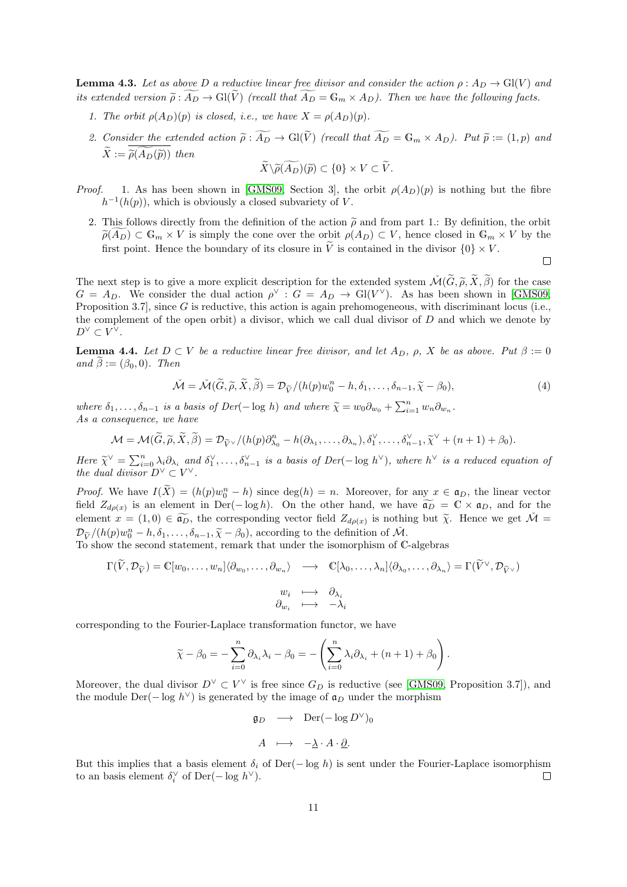**Lemma 4.3.** *Let as above $D$ a reductive linear free divisor and consider the action $\rho : A_D \to \mathrm{Gl}(V)$ and its extended version $\widetilde{\rho} : \widetilde{A_D} \to \mathrm{Gl}(\widetilde{V})$ (recall that $\widetilde{A_D} = \mathbb{G}_m \times A_D$). Then we have the following facts.*

1. *The orbit $\rho(A_D)(p)$ is closed, i.e., we have $X = \rho(A_D)(p)$.*
2. *Consider the extended action $\widetilde{\rho} : \widetilde{A_D} \to \mathrm{Gl}(\widetilde{V})$ (recall that $\widetilde{A_D} = \mathbb{G}_m \times A_D$). Put $\widetilde{p} := (1, p)$ and $\widetilde{X} := \overline{\widetilde{\rho}(\widetilde{A_D}(\widetilde{p}))}$ then*
$$\widetilde{X} \backslash \widetilde{\rho}(\widetilde{A_D})(\widetilde{p}) \subset \{0\} \times V \subset \widetilde{V}.$$

*Proof.* 1. As has been shown in [GMS09, Section 3], the orbit $\rho(A_D)(p)$ is nothing but the fibre $h^{-1}(h(p))$, which is obviously a closed subvariety of $V$.

2. This follows directly from the definition of the action $\widetilde{\rho}$ and from part 1.: By definition, the orbit $\widetilde{\rho}(\widetilde{A_D}) \subset \mathbb{G}_m \times V$ is simply the cone over the orbit $\rho(A_D) \subset V$, hence closed in $\mathbb{G}_m \times V$ by the first point. Hence the boundary of its closure in $\widetilde{V}$ is contained in the divisor $\{0\} \times V$. $\square$

The next step is to give a more explicit description for the extended system $\check{\mathcal{M}}(\widetilde{G}, \widetilde{\rho}, \widetilde{X}, \widetilde{\beta})$ for the case $G = A_D$. We consider the dual action $\rho^\vee : G = A_D \to \mathrm{Gl}(V^\vee)$. As has been shown in [GMS09, Proposition 3.7], since $G$ is reductive, this action is again prehomogeneous, with discriminant locus (i.e., the complement of the open orbit) a divisor, which we call dual divisor of $D$ and which we denote by $D^\vee \subset V^\vee$.

**Lemma 4.4.** *Let $D \subset V$ be a reductive linear free divisor, and let $A_D$, $\rho$, $X$ be as above. Put $\beta := 0$ and $\widetilde{\beta} := (\beta_0, 0)$. Then*

$$\check{\mathcal{M}} = \check{\mathcal{M}}(\widetilde{G}, \widetilde{\rho}, \widetilde{X}, \widetilde{\beta}) = \mathcal{D}_{\widetilde{V}}/(h(p)w_0^n - h, \delta_1, \ldots, \delta_{n-1}, \widetilde{\chi} - \beta_0), \tag{4}$$

*where $\delta_1, \ldots, \delta_{n-1}$ is a basis of $Der(-\log h)$ and where $\widetilde{\chi} = w_0\partial_{w_0} + \sum_{i=1}^n w_n\partial_{w_n}$.*
*As a consequence, we have*

$$\mathcal{M} = \mathcal{M}(\widetilde{G}, \widetilde{\rho}, \widetilde{X}, \widetilde{\beta}) = \mathcal{D}_{\widetilde{V}^\vee}/(h(p)\partial_{\lambda_0}^n - h(\partial_{\lambda_1}, \ldots, \partial_{\lambda_n}), \delta_1^\vee, \ldots, \delta_{n-1}^\vee, \widetilde{\chi}^\vee + (n+1) + \beta_0).$$

*Here $\widetilde{\chi}^\vee = \sum_{i=0}^n \lambda_i \partial_{\lambda_i}$ and $\delta_1^\vee, \ldots, \delta_{n-1}^\vee$ is a basis of $Der(-\log h^\vee)$, where $h^\vee$ is a reduced equation of the dual divisor $D^\vee \subset V^\vee$.*

*Proof.* We have $I(\widetilde{X}) = (h(p)w_0^n - h)$ since $\deg(h) = n$. Moreover, for any $x \in \mathfrak{a}_D$, the linear vector field $Z_{d\rho(x)}$ is an element in $\mathrm{Der}(-\log h)$. On the other hand, we have $\widetilde{\mathfrak{a}_D} = \mathbb{C} \times \mathfrak{a}_D$, and for the element $x = (1, 0) \in \widetilde{\mathfrak{a}_D}$, the corresponding vector field $Z_{d\rho(x)}$ is nothing but $\widetilde{\chi}$. Hence we get $\check{\mathcal{M}} = \mathcal{D}_{\widetilde{V}}/(h(p)w_0^n - h, \delta_1, \ldots, \delta_{n-1}, \widetilde{\chi} - \beta_0)$, according to the definition of $\check{\mathcal{M}}$.
To show the second statement, remark that under the isomorphism of $\mathbb{C}$-algebras

$$\Gamma(\widetilde{V}, \mathcal{D}_{\widetilde{V}}) = \mathbb{C}[w_0, \ldots, w_n]\langle \partial_{w_0}, \ldots, \partial_{w_n} \rangle \longrightarrow \mathbb{C}[\lambda_0, \ldots, \lambda_n]\langle \partial_{\lambda_0}, \ldots, \partial_{\lambda_n} \rangle = \Gamma(\widetilde{V}^\vee, \mathcal{D}_{\widetilde{V}^\vee})$$

$$\begin{array}{rcl} w_i & \longmapsto & \partial_{\lambda_i} \\ \partial_{w_i} & \longmapsto & -\lambda_i \end{array}$$

corresponding to the Fourier-Laplace transformation functor, we have

$$\widetilde{\chi} - \beta_0 = -\sum_{i=0}^n \partial_{\lambda_i}\lambda_i - \beta_0 = -\left(\sum_{i=0}^n \lambda_i\partial_{\lambda_i} + (n+1) + \beta_0\right).$$

Moreover, the dual divisor $D^\vee \subset V^\vee$ is free since $G_D$ is reductive (see [GMS09, Proposition 3.7]), and the module $\mathrm{Der}(-\log h^\vee)$ is generated by the image of $\mathfrak{a}_D$ under the morphism

$$\begin{array}{rcl} \mathfrak{g}_D & \longrightarrow & \mathrm{Der}(-\log D^\vee)_0 \\ A & \longmapsto & -\underline{\lambda} \cdot A \cdot \underline{\partial}. \end{array}$$

But this implies that a basis element $\delta_i$ of $\mathrm{Der}(-\log h)$ is sent under the Fourier-Laplace isomorphism to an basis element $\delta_i^\vee$ of $\mathrm{Der}(-\log h^\vee)$. $\square$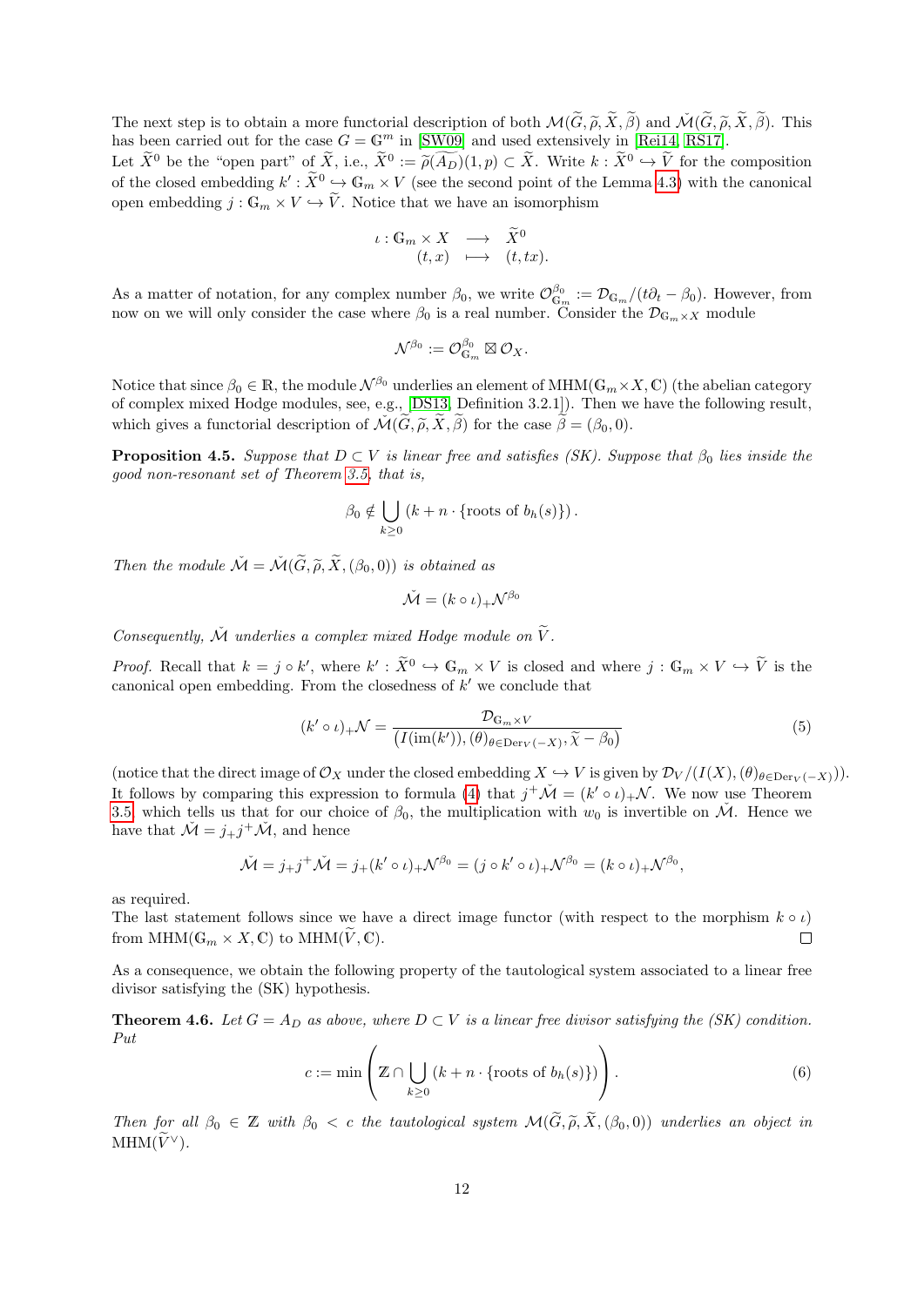The next step is to obtain a more functorial description of both $\mathcal{M}(\widetilde{G},\widetilde{\rho},\widetilde{X},\widetilde{\beta})$ and $\check{\mathcal{M}}(\widetilde{G},\widetilde{\rho},\widetilde{X},\widetilde{\beta})$. This has been carried out for the case $G=\mathbb{G}^m$ in [SW09] and used extensively in [Rei14, RS17].

Let $\widetilde{X}^0$ be the "open part" of $\widetilde{X}$, i.e., $\widetilde{X}^0 := \widetilde{\rho}(\widetilde{A_D})(1,p)\subset \widetilde{X}$. Write $k:\widetilde{X}^0\hookrightarrow \widetilde{V}$ for the composition of the closed embedding $k':\widetilde{X}^0\hookrightarrow \mathbb{G}_m\times V$ (see the second point of the Lemma 4.3) with the canonical open embedding $j:\mathbb{G}_m\times V\hookrightarrow \widetilde{V}$. Notice that we have an isomorphism

$$
\begin{array}{rccc}
\iota: & \mathbb{G}_m\times X & \longrightarrow & \widetilde{X}^0 \\
 & (t,x) & \longmapsto & (t,tx).
\end{array}
$$

As a matter of notation, for any complex number $\beta_0$, we write $\mathcal{O}^{\beta_0}_{\mathbb{G}_m} := \mathcal{D}_{\mathbb{G}_m}/(t\partial_t-\beta_0)$. However, from now on we will only consider the case where $\beta_0$ is a real number. Consider the $\mathcal{D}_{\mathbb{G}_m\times X}$ module

$$
\mathcal{N}^{\beta_0} := \mathcal{O}^{\beta_0}_{\mathbb{G}_m}\boxtimes \mathcal{O}_X.
$$

Notice that since $\beta_0\in\mathbb{R}$, the module $\mathcal{N}^{\beta_0}$ underlies an element of $\mathrm{MHM}(\mathbb{G}_m\times X,\mathbb{C})$ (the abelian category of complex mixed Hodge modules, see, e.g., [DS13, Definition 3.2.1]). Then we have the following result, which gives a functorial description of $\check{\mathcal{M}}(\widetilde{G},\widetilde{\rho},\widetilde{X},\widetilde{\beta})$ for the case $\widetilde{\beta}=(\beta_0,0)$.

**Proposition 4.5.** *Suppose that $D\subset V$ is linear free and satisfies (SK). Suppose that $\beta_0$ lies inside the good non-resonant set of Theorem 3.5, that is,*

$$
\beta_0\notin \bigcup_{k\geq 0}\left(k+n\cdot\{\text{roots of } b_h(s)\}\right).
$$

*Then the module $\check{\mathcal{M}}=\check{\mathcal{M}}(\widetilde{G},\widetilde{\rho},\widetilde{X},(\beta_0,0))$ is obtained as*

$$
\check{\mathcal{M}} = (k\circ\iota)_+\mathcal{N}^{\beta_0}
$$

*Consequently, $\check{\mathcal{M}}$ underlies a complex mixed Hodge module on $\widetilde{V}$.*

*Proof.* Recall that $k=j\circ k'$, where $k':\widetilde{X}^0\hookrightarrow\mathbb{G}_m\times V$ is closed and where $j:\mathbb{G}_m\times V\hookrightarrow\widetilde{V}$ is the canonical open embedding. From the closedness of $k'$ we conclude that

$$
(k'\circ\iota)_+\mathcal{N} = \frac{\mathcal{D}_{\mathbb{G}_m\times V}}{\left(I(\mathrm{im}(k')),(\theta)_{\theta\in\mathrm{Der}_V(-X)},\widetilde{\chi}-\beta_0\right)} \tag{5}
$$

(notice that the direct image of $\mathcal{O}_X$ under the closed embedding $X\hookrightarrow V$ is given by $\mathcal{D}_V/(I(X),(\theta)_{\theta\in\mathrm{Der}_V(-X)})$). It follows by comparing this expression to formula (4) that $j^+\check{\mathcal{M}}=(k'\circ\iota)_+\mathcal{N}$. We now use Theorem 3.5 which tells us that for our choice of $\beta_0$, the multiplication with $w_0$ is invertible on $\check{\mathcal{M}}$. Hence we have that $\check{\mathcal{M}}=j_+j^+\check{\mathcal{M}}$, and hence

$$
\check{\mathcal{M}} = j_+j^+\check{\mathcal{M}} = j_+(k'\circ\iota)_+\mathcal{N}^{\beta_0} = (j\circ k'\circ\iota)_+\mathcal{N}^{\beta_0} = (k\circ\iota)_+\mathcal{N}^{\beta_0},
$$

as required.

The last statement follows since we have a direct image functor (with respect to the morphism $k\circ\iota$) from $\mathrm{MHM}(\mathbb{G}_m\times X,\mathbb{C})$ to $\mathrm{MHM}(\widetilde{V},\mathbb{C})$. $\square$

As a consequence, we obtain the following property of the tautological system associated to a linear free divisor satisfying the (SK) hypothesis.

**Theorem 4.6.** *Let $G=A_D$ as above, where $D\subset V$ is a linear free divisor satisfying the (SK) condition. Put*

$$
c := \min\left(\mathbb{Z}\cap\bigcup_{k\geq 0}\left(k+n\cdot\{\text{roots of } b_h(s)\}\right)\right). \tag{6}
$$

*Then for all $\beta_0\in\mathbb{Z}$ with $\beta_0<c$ the tautological system $\mathcal{M}(\widetilde{G},\widetilde{\rho},\widetilde{X},(\beta_0,0))$ underlies an object in $\mathrm{MHM}(\widetilde{V}^\vee)$.*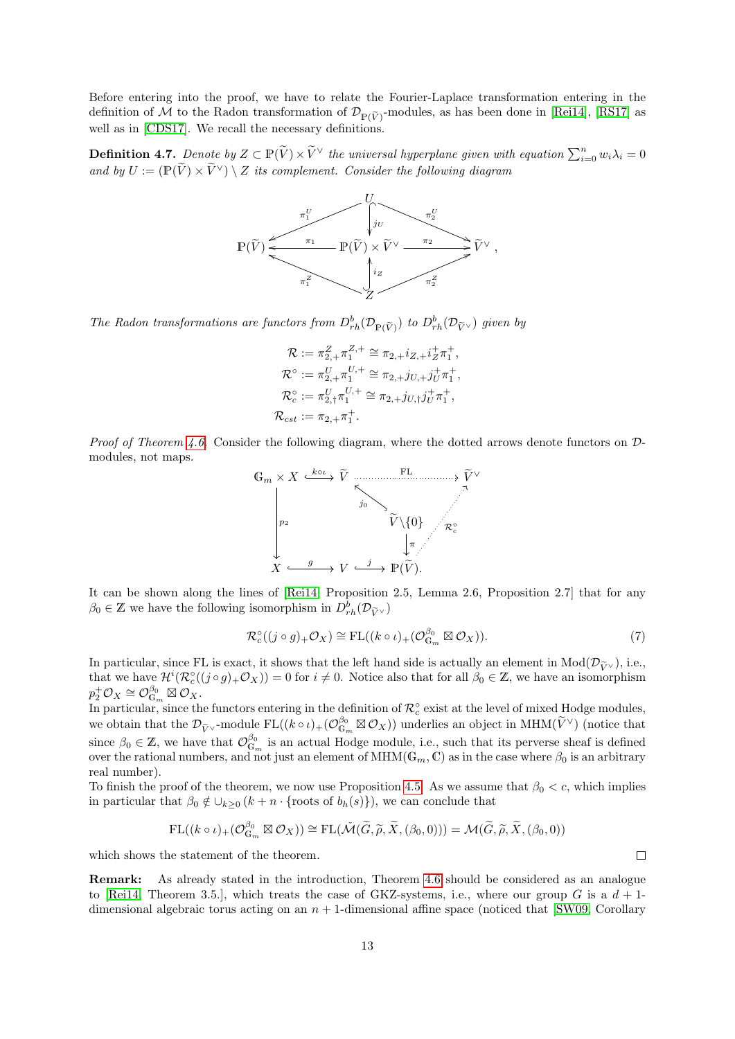Before entering into the proof, we have to relate the Fourier-Laplace transformation entering in the definition of $\mathcal{M}$ to the Radon transformation of $\mathcal{D}_{\mathbb{P}(\widetilde{V})}$-modules, as has been done in [Rei14], [RS17] as well as in [CDS17]. We recall the necessary definitions.

**Definition 4.7.** *Denote by $Z \subset \mathbb{P}(\widetilde{V}) \times \widetilde{V}^\vee$ the universal hyperplane given with equation $\sum_{i=0}^n w_i \lambda_i = 0$ and by $U := (\mathbb{P}(\widetilde{V}) \times \widetilde{V}^\vee) \setminus Z$ its complement. Consider the following diagram*

$$
\begin{array}{ccccc}
 & & U & & \\
 & \swarrow^{\pi_1^U} & \downarrow^{j_U} & \searrow^{\pi_2^U} & \\
\mathbb{P}(\widetilde{V}) & \xleftarrow{\pi_1} & \mathbb{P}(\widetilde{V}) \times \widetilde{V}^\vee & \xrightarrow{\pi_2} & \widetilde{V}^\vee , \\
 & \nwarrow_{\pi_1^Z} & \uparrow^{i_Z} & \nearrow_{\pi_2^Z} & \\
 & & Z & &
\end{array}
$$

*The Radon transformations are functors from $D^b_{rh}(\mathcal{D}_{\mathbb{P}(\widetilde{V})})$ to $D^b_{rh}(\mathcal{D}_{\widetilde{V}^\vee})$ given by*

$$
\begin{aligned}
\mathcal{R} &:= \pi^Z_{2,+}\pi_1^{Z,+} \cong \pi_{2,+} i_{Z,+} i_Z^+ \pi_1^+, \\
\mathcal{R}^\circ &:= \pi^U_{2,+}\pi_1^{U,+} \cong \pi_{2,+} j_{U,+} j_U^+ \pi_1^+, \\
\mathcal{R}^\circ_c &:= \pi^U_{2,\dagger}\pi_1^{U,+} \cong \pi_{2,+} j_{U,\dagger} j_U^+ \pi_1^+, \\
\mathcal{R}_{cst} &:= \pi_{2,+}\pi_1^+.
\end{aligned}
$$

*Proof of Theorem 4.6.* Consider the following diagram, where the dotted arrows denote functors on $\mathcal{D}$-modules, not maps.

$$
\begin{array}{ccccc}
\mathbb{G}_m \times X & \xrightarrow{k\circ\iota} & \widetilde{V} & \overset{\mathrm{FL}}{\dashrightarrow} & \widetilde{V}^\vee \\
\downarrow^{p_2} & & \uparrow^{j_0} & & \\
 & & \widetilde{V}\setminus\{0\} & \overset{\mathcal{R}^\circ_c}{\dashrightarrow} & \\
 & & \downarrow^{\pi} & & \\
X & \xrightarrow{g} & V \xrightarrow{j} & \mathbb{P}(\widetilde{V}). &
\end{array}
$$

It can be shown along the lines of [Rei14, Proposition 2.5, Lemma 2.6, Proposition 2.7] that for any $\beta_0 \in \mathbb{Z}$ we have the following isomorphism in $D^b_{rh}(\mathcal{D}_{\widetilde{V}^\vee})$

$$
\mathcal{R}^\circ_c((j\circ g)_+\mathcal{O}_X) \cong \mathrm{FL}((k\circ\iota)_+(\mathcal{O}^{\beta_0}_{\mathbb{G}_m} \boxtimes \mathcal{O}_X)). \tag{7}
$$

In particular, since FL is exact, it shows that the left hand side is actually an element in $\mathrm{Mod}(\mathcal{D}_{\widetilde{V}^\vee})$, i.e., that we have $\mathcal{H}^i(\mathcal{R}^\circ_c((j\circ g)_+\mathcal{O}_X)) = 0$ for $i \neq 0$. Notice also that for all $\beta_0 \in \mathbb{Z}$, we have an isomorphism $p_2^+\mathcal{O}_X \cong \mathcal{O}^{\beta_0}_{\mathbb{G}_m} \boxtimes \mathcal{O}_X$.

In particular, since the functors entering in the definition of $\mathcal{R}^\circ_c$ exist at the level of mixed Hodge modules, we obtain that the $\mathcal{D}_{\widetilde{V}^\vee}$-module $\mathrm{FL}((k\circ\iota)_+(\mathcal{O}^{\beta_0}_{\mathbb{G}_m} \boxtimes \mathcal{O}_X))$ underlies an object in $\mathrm{MHM}(\widetilde{V}^\vee)$ (notice that since $\beta_0 \in \mathbb{Z}$, we have that $\mathcal{O}^{\beta_0}_{\mathbb{G}_m}$ is an actual Hodge module, i.e., such that its perverse sheaf is defined over the rational numbers, and not just an element of $\mathrm{MHM}(\mathbb{G}_m, \mathbb{C})$ as in the case where $\beta_0$ is an arbitrary real number).

To finish the proof of the theorem, we now use Proposition 4.5. As we assume that $\beta_0 < c$, which implies in particular that $\beta_0 \notin \cup_{k\geq 0}(k + n \cdot \{\text{roots of } b_h(s)\})$, we can conclude that

$$
\mathrm{FL}((k\circ\iota)_+(\mathcal{O}^{\beta_0}_{\mathbb{G}_m} \boxtimes \mathcal{O}_X)) \cong \mathrm{FL}(\check{\mathcal{M}}(\widetilde{G}, \widetilde{\rho}, \widetilde{X}, (\beta_0, 0))) = \mathcal{M}(\widetilde{G}, \widetilde{\rho}, \widetilde{X}, (\beta_0, 0))
$$

which shows the statement of the theorem. $\square$

**Remark:** As already stated in the introduction, Theorem 4.6 should be considered as an analogue to [Rei14, Theorem 3.5.], which treats the case of GKZ-systems, i.e., where our group $G$ is a $d+1$-dimensional algebraic torus acting on an $n+1$-dimensional affine space (noticed that [SW09, Corollary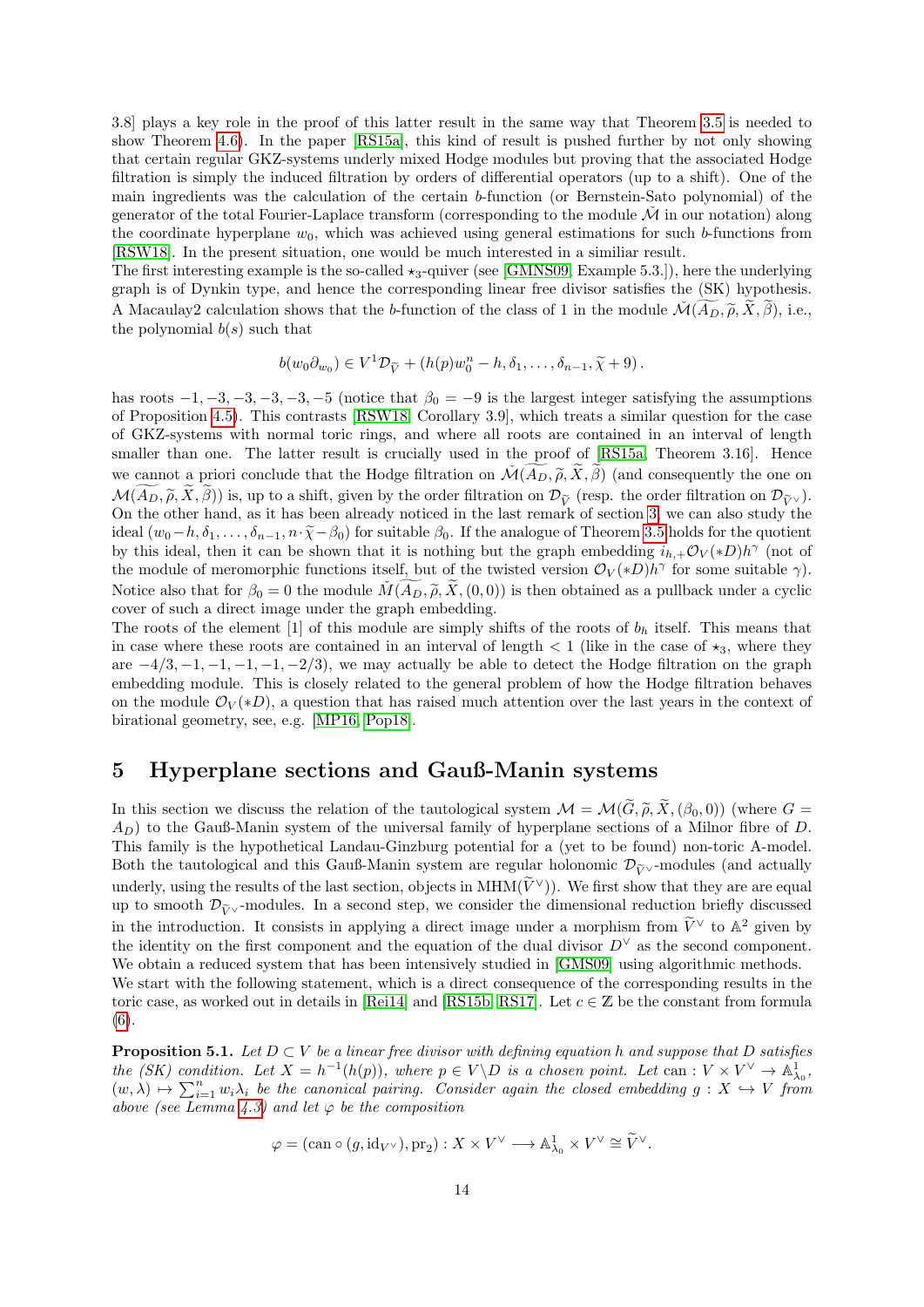3.8] plays a key role in the proof of this latter result in the same way that Theorem 3.5 is needed to show Theorem 4.6). In the paper [RS15a], this kind of result is pushed further by not only showing that certain regular GKZ-systems underly mixed Hodge modules but proving that the associated Hodge filtration is simply the induced filtration by orders of differential operators (up to a shift). One of the main ingredients was the calculation of the certain $b$-function (or Bernstein-Sato polynomial) of the generator of the total Fourier-Laplace transform (corresponding to the module $\check{\mathcal{M}}$ in our notation) along the coordinate hyperplane $w_0$, which was achieved using general estimations for such $b$-functions from [RSW18]. In the present situation, one would be much interested in a similiar result.
The first interesting example is the so-called $\star_3$-quiver (see [GMNS09, Example 5.3.]), here the underlying graph is of Dynkin type, and hence the corresponding linear free divisor satisfies the (SK) hypothesis. A Macaulay2 calculation shows that the $b$-function of the class of 1 in the module $\check{\mathcal{M}}(\widetilde{A_D}, \widetilde{\rho}, \widetilde{X}, \widetilde{\beta})$, i.e., the polynomial $b(s)$ such that

$$b(w_0\partial_{w_0}) \in V^1\mathcal{D}_{\widetilde{V}} + (h(p)w_0^n - h, \delta_1, \ldots, \delta_{n-1}, \widetilde{\chi} + 9)\,.$$

has roots $-1, -3, -3, -3, -3, -5$ (notice that $\beta_0 = -9$ is the largest integer satisfying the assumptions of Proposition 4.5). This contrasts [RSW18, Corollary 3.9], which treats a similar question for the case of GKZ-systems with normal toric rings, and where all roots are contained in an interval of length smaller than one. The latter result is crucially used in the proof of [RS15a, Theorem 3.16]. Hence we cannot a priori conclude that the Hodge filtration on $\check{\mathcal{M}}(\widetilde{A_D}, \widetilde{\rho}, \widetilde{X}, \widetilde{\beta})$ (and consequently the one on $\mathcal{M}(\widetilde{A_D}, \widetilde{\rho}, \widetilde{X}, \widetilde{\beta})$) is, up to a shift, given by the order filtration on $\mathcal{D}_{\widetilde{V}}$ (resp. the order filtration on $\mathcal{D}_{\widetilde{V}^\vee}$). On the other hand, as it has been already noticed in the last remark of section 3, we can also study the ideal $(w_0 - h, \delta_1, \ldots, \delta_{n-1}, n\cdot\widetilde{\chi} - \beta_0)$ for suitable $\beta_0$. If the analogue of Theorem 3.5 holds for the quotient by this ideal, then it can be shown that it is nothing but the graph embedding $i_{h,+}\mathcal{O}_V(*D)h^\gamma$ (not of the module of meromorphic functions itself, but of the twisted version $\mathcal{O}_V(*D)h^\gamma$ for some suitable $\gamma$). Notice also that for $\beta_0 = 0$ the module $\check{M}(\widetilde{A_D}, \widetilde{\rho}, \widetilde{X}, (0,0))$ is then obtained as a pullback under a cyclic cover of such a direct image under the graph embedding.
The roots of the element $[1]$ of this module are simply shifts of the roots of $b_h$ itself. This means that in case where these roots are contained in an interval of length $< 1$ (like in the case of $\star_3$, where they are $-4/3, -1, -1, -1, -1, -2/3$), we may actually be able to detect the Hodge filtration on the graph embedding module. This is closely related to the general problem of how the Hodge filtration behaves on the module $\mathcal{O}_V(*D)$, a question that has raised much attention over the last years in the context of birational geometry, see, e.g. [MP16, Pop18].

# 5 Hyperplane sections and Gauß-Manin systems

In this section we discuss the relation of the tautological system $\mathcal{M} = \mathcal{M}(\widetilde{G}, \widetilde{\rho}, \widetilde{X}, (\beta_0, 0))$ (where $G = A_D$) to the Gauß-Manin system of the universal family of hyperplane sections of a Milnor fibre of $D$. This family is the hypothetical Landau-Ginzburg potential for a (yet to be found) non-toric A-model. Both the tautological and this Gauß-Manin system are regular holonomic $\mathcal{D}_{\widetilde{V}^\vee}$-modules (and actually underly, using the results of the last section, objects in $\mathrm{MHM}(\widetilde{V}^\vee)$). We first show that they are are equal up to smooth $\mathcal{D}_{\widetilde{V}^\vee}$-modules. In a second step, we consider the dimensional reduction briefly discussed in the introduction. It consists in applying a direct image under a morphism from $\widetilde{V}^\vee$ to $\mathbb{A}^2$ given by the identity on the first component and the equation of the dual divisor $D^\vee$ as the second component. We obtain a reduced system that has been intensively studied in [GMS09] using algorithmic methods.
We start with the following statement, which is a direct consequence of the corresponding results in the toric case, as worked out in details in [Rei14] and [RS15b, RS17]. Let $c \in \mathbb{Z}$ be the constant from formula (6).

**Proposition 5.1.** *Let $D \subset V$ be a linear free divisor with defining equation $h$ and suppose that $D$ satisfies the (SK) condition. Let $X = h^{-1}(h(p))$, where $p \in V\backslash D$ is a chosen point. Let* $\mathrm{can} : V \times V^\vee \to \mathbb{A}^1_{\lambda_0}$, $(w, \lambda) \mapsto \sum_{i=1}^n w_i\lambda_i$ *be the canonical pairing. Consider again the closed embedding $g : X \hookrightarrow V$ from above (see Lemma 4.3) and let $\varphi$ be the composition*

$$\varphi = (\mathrm{can} \circ (g, \mathrm{id}_{V^\vee}), \mathrm{pr}_2) : X \times V^\vee \longrightarrow \mathbb{A}^1_{\lambda_0} \times V^\vee \cong \widetilde{V}^\vee.$$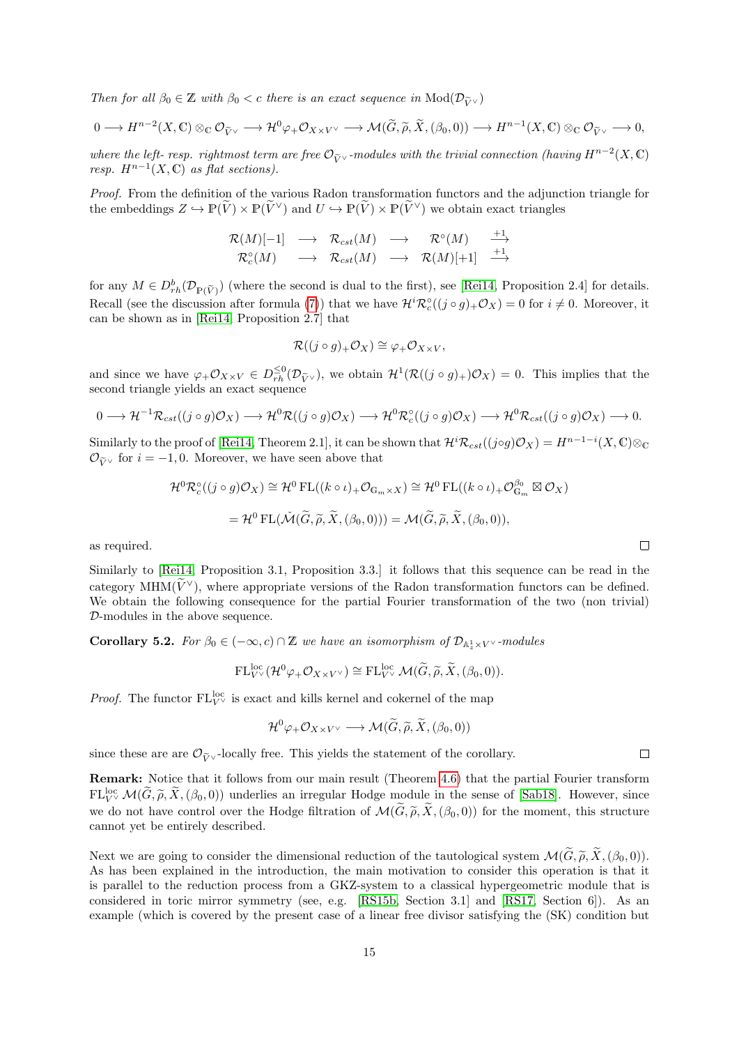*Then for all* $\beta_0 \in \mathbb{Z}$ *with* $\beta_0 < c$ *there is an exact sequence in* $\mathrm{Mod}(\mathcal{D}_{\widetilde{V}^\vee})$

$$0 \longrightarrow H^{n-2}(X,\mathbb{C}) \otimes_{\mathbb{C}} \mathcal{O}_{\widetilde{V}^\vee} \longrightarrow \mathcal{H}^0\varphi_+\mathcal{O}_{X\times V^\vee} \longrightarrow \mathcal{M}(\widetilde{G},\widetilde{\rho},\widetilde{X},(\beta_0,0)) \longrightarrow H^{n-1}(X,\mathbb{C}) \otimes_{\mathbb{C}} \mathcal{O}_{\widetilde{V}^\vee} \longrightarrow 0,$$

*where the left- resp. rightmost term are free* $\mathcal{O}_{\widetilde{V}^\vee}$*-modules with the trivial connection (having* $H^{n-2}(X,\mathbb{C})$ *resp.* $H^{n-1}(X,\mathbb{C})$ *as flat sections).*

*Proof.* From the definition of the various Radon transformation functors and the adjunction triangle for the embeddings $Z \hookrightarrow \mathbb{P}(\widetilde{V}) \times \mathbb{P}(\widetilde{V}^\vee)$ and $U \hookrightarrow \mathbb{P}(\widetilde{V}) \times \mathbb{P}(\widetilde{V}^\vee)$ we obtain exact triangles

$$\begin{array}{ccccccc} \mathcal{R}(M)[-1] & \longrightarrow & \mathcal{R}_{cst}(M) & \longrightarrow & \mathcal{R}^\circ(M) & \overset{+1}{\longrightarrow} \\ \mathcal{R}^\circ_c(M) & \longrightarrow & \mathcal{R}_{cst}(M) & \longrightarrow & \mathcal{R}(M)[+1] & \overset{+1}{\longrightarrow} \end{array}$$

for any $M \in D^b_{rh}(\mathcal{D}_{\mathbb{P}(\widetilde{V})})$ (where the second is dual to the first), see [Rei14, Proposition 2.4] for details. Recall (see the discussion after formula (7)) that we have $\mathcal{H}^i\mathcal{R}^\circ_c((j\circ g)_+\mathcal{O}_X) = 0$ for $i \neq 0$. Moreover, it can be shown as in [Rei14, Proposition 2.7] that

$$\mathcal{R}((j\circ g)_+\mathcal{O}_X) \cong \varphi_+\mathcal{O}_{X\times V},$$

and since we have $\varphi_+\mathcal{O}_{X\times V} \in D^{\leq 0}_{rh}(\mathcal{D}_{\widetilde{V}^\vee})$, we obtain $\mathcal{H}^1(\mathcal{R}((j\circ g)_+)\mathcal{O}_X) = 0$. This implies that the second triangle yields an exact sequence

$$0 \longrightarrow \mathcal{H}^{-1}\mathcal{R}_{cst}((j\circ g)\mathcal{O}_X) \longrightarrow \mathcal{H}^0\mathcal{R}((j\circ g)\mathcal{O}_X) \longrightarrow \mathcal{H}^0\mathcal{R}^\circ_c((j\circ g)\mathcal{O}_X) \longrightarrow \mathcal{H}^0\mathcal{R}_{cst}((j\circ g)\mathcal{O}_X) \longrightarrow 0.$$

Similarly to the proof of [Rei14, Theorem 2.1], it can be shown that $\mathcal{H}^i\mathcal{R}_{cst}((j\circ g)\mathcal{O}_X) = H^{n-1-i}(X,\mathbb{C})\otimes_{\mathbb{C}} \mathcal{O}_{\widetilde{V}^\vee}$ for $i = -1, 0$. Moreover, we have seen above that

$$\mathcal{H}^0\mathcal{R}^\circ_c((j\circ g)\mathcal{O}_X) \cong \mathcal{H}^0\,\mathrm{FL}((k\circ\iota)_+\mathcal{O}_{\mathbb{G}_m\times X}) \cong \mathcal{H}^0\,\mathrm{FL}((k\circ\iota)_+\mathcal{O}^{\beta_0}_{\mathbb{G}_m} \boxtimes \mathcal{O}_X)$$

$$= \mathcal{H}^0\,\mathrm{FL}(\check{\mathcal{M}}(\widetilde{G},\widetilde{\rho},\widetilde{X},(\beta_0,0))) = \mathcal{M}(\widetilde{G},\widetilde{\rho},\widetilde{X},(\beta_0,0)),$$

as required. □

Similarly to [Rei14, Proposition 3.1, Proposition 3.3.] it follows that this sequence can be read in the category $\mathrm{MHM}(\widetilde{V}^\vee)$, where appropriate versions of the Radon transformation functors can be defined. We obtain the following consequence for the partial Fourier transformation of the two (non trivial) $\mathcal{D}$-modules in the above sequence.

**Corollary 5.2.** *For* $\beta_0 \in (-\infty, c)\cap\mathbb{Z}$ *we have an isomorphism of* $\mathcal{D}_{\mathbb{A}^1_z\times V^\vee}$*-modules*

$$\mathrm{FL}^{\mathrm{loc}}_{V^\vee}(\mathcal{H}^0\varphi_+\mathcal{O}_{X\times V^\vee}) \cong \mathrm{FL}^{\mathrm{loc}}_{V^\vee}\,\mathcal{M}(\widetilde{G},\widetilde{\rho},\widetilde{X},(\beta_0,0)).$$

*Proof.* The functor $\mathrm{FL}^{\mathrm{loc}}_{V^\vee}$ is exact and kills kernel and cokernel of the map

$$\mathcal{H}^0\varphi_+\mathcal{O}_{X\times V^\vee} \longrightarrow \mathcal{M}(\widetilde{G},\widetilde{\rho},\widetilde{X},(\beta_0,0))$$

since these are are $\mathcal{O}_{\widetilde{V}^\vee}$-locally free. This yields the statement of the corollary. □

**Remark:** Notice that it follows from our main result (Theorem 4.6) that the partial Fourier transform $\mathrm{FL}^{\mathrm{loc}}_{V^\vee}\,\mathcal{M}(\widetilde{G},\widetilde{\rho},\widetilde{X},(\beta_0,0))$ underlies an irregular Hodge module in the sense of [Sab18]. However, since we do not have control over the Hodge filtration of $\mathcal{M}(\widetilde{G},\widetilde{\rho},\widetilde{X},(\beta_0,0))$ for the moment, this structure cannot yet be entirely described.

Next we are going to consider the dimensional reduction of the tautological system $\mathcal{M}(\widetilde{G},\widetilde{\rho},\widetilde{X},(\beta_0,0))$. As has been explained in the introduction, the main motivation to consider this operation is that it is parallel to the reduction process from a GKZ-system to a classical hypergeometric module that is considered in toric mirror symmetry (see, e.g. [RS15b, Section 3.1] and [RS17, Section 6]). As an example (which is covered by the present case of a linear free divisor satisfying the (SK) condition but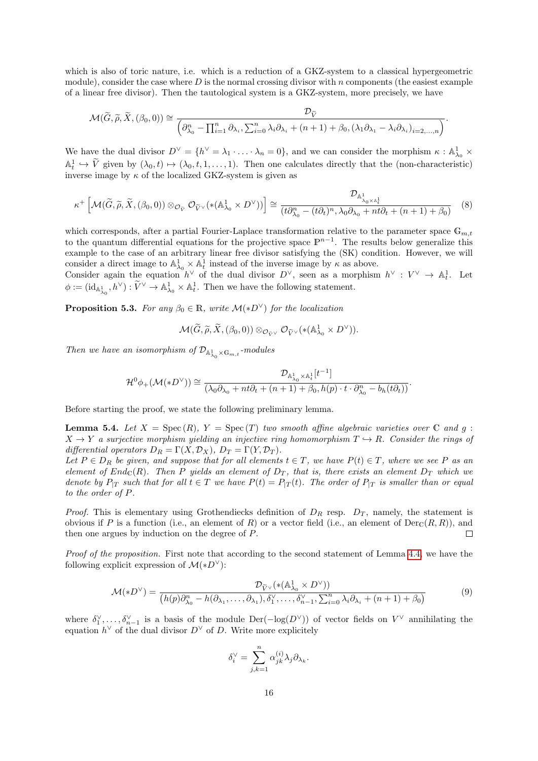which is also of toric nature, i.e. which is a reduction of a GKZ-system to a classical hypergeometric module), consider the case where $D$ is the normal crossing divisor with $n$ components (the easiest example of a linear free divisor). Then the tautological system is a GKZ-system, more precisely, we have

$$\mathcal{M}(\widetilde{G},\widetilde{\rho},\widetilde{X},(\beta_0,0)) \cong \frac{\mathcal{D}_{\widetilde{V}}}{\left(\partial_{\lambda_0}^n - \prod_{i=1}^n \partial_{\lambda_i}, \sum_{i=0}^n \lambda_i\partial_{\lambda_i} + (n+1) + \beta_0, (\lambda_1\partial_{\lambda_1} - \lambda_i\partial_{\lambda_i})_{i=2,\ldots,n}\right)}.$$

We have the dual divisor $D^\vee = \{h^\vee = \lambda_1 \cdot \ldots \cdot \lambda_n = 0\}$, and we can consider the morphism $\kappa : \mathbb{A}^1_{\lambda_0} \times \mathbb{A}^1_t \hookrightarrow \widetilde{V}$ given by $(\lambda_0, t) \mapsto (\lambda_0, t, 1, \ldots, 1)$. Then one calculates directly that the (non-characteristic) inverse image by $\kappa$ of the localized GKZ-system is given as

$$\kappa^+\left[\mathcal{M}(\widetilde{G},\widetilde{\rho},\widetilde{X},(\beta_0,0)) \otimes_{\mathcal{O}_{\widetilde{V}}} \mathcal{O}_{\widetilde{V}^\vee}(*(\mathbb{A}^1_{\lambda_0} \times D^\vee))\right] \cong \frac{\mathcal{D}_{\mathbb{A}^1_{\lambda_0}\times\mathbb{A}^1_t}}{(t\partial_{\lambda_0}^n - (t\partial_t)^n, \lambda_0\partial_{\lambda_0} + nt\partial_t + (n+1) + \beta_0)} \quad (8)$$

which corresponds, after a partial Fourier-Laplace transformation relative to the parameter space $\mathbb{G}_{m,t}$ to the quantum differential equations for the projective space $\mathbb{P}^{n-1}$. The results below generalize this example to the case of an arbitrary linear free divisor satisfying the (SK) condition. However, we will consider a direct image to $\mathbb{A}^1_{\lambda_0} \times \mathbb{A}^1_t$ instead of the inverse image by $\kappa$ as above.
Consider again the equation $h^\vee$ of the dual divisor $D^\vee$, seen as a morphism $h^\vee : V^\vee \to \mathbb{A}^1_t$. Let $\phi := (\mathrm{id}_{\mathbb{A}^1_{\lambda_0}}, h^\vee) : \widetilde{V}^\vee \to \mathbb{A}^1_{\lambda_0} \times \mathbb{A}^1_t$. Then we have the following statement.

**Proposition 5.3.** *For any $\beta_0 \in \mathbb{R}$, write $\mathcal{M}(*D^\vee)$ for the localization*

$$\mathcal{M}(\widetilde{G},\widetilde{\rho},\widetilde{X},(\beta_0,0)) \otimes_{\mathcal{O}_{\widetilde{V}^\vee}} \mathcal{O}_{\widetilde{V}^\vee}(*(\mathbb{A}^1_{\lambda_0} \times D^\vee)).$$

*Then we have an isomorphism of $\mathcal{D}_{\mathbb{A}^1_{\lambda_0}\times\mathbb{G}_{m,t}}$-modules*

$$\mathcal{H}^0\phi_+(\mathcal{M}(*D^\vee)) \cong \frac{\mathcal{D}_{\mathbb{A}^1_{\lambda_0}\times\mathbb{A}^1_t}[t^{-1}]}{(\lambda_0\partial_{\lambda_0} + nt\partial_t + (n+1) + \beta_0, h(p)\cdot t\cdot\partial_{\lambda_0}^n - b_h(t\partial_t))}.$$

Before starting the proof, we state the following preliminary lemma.

**Lemma 5.4.** *Let $X = \mathrm{Spec}\,(R)$, $Y = \mathrm{Spec}\,(T)$ two smooth affine algebraic varieties over $\mathbb{C}$ and $g : X \to Y$ a surjective morphism yielding an injective ring homomorphism $T \hookrightarrow R$. Consider the rings of differential operators $D_R = \Gamma(X, \mathcal{D}_X)$, $D_T = \Gamma(Y, \mathcal{D}_T)$.*
*Let $P \in D_R$ be given, and suppose that for all elements $t \in T$, we have $P(t) \in T$, where we see $P$ as an element of $End_{\mathbb{C}}(R)$. Then $P$ yields an element of $D_T$, that is, there exists an element $D_T$ which we denote by $P_{|T}$ such that for all $t \in T$ we have $P(t) = P_{|T}(t)$. The order of $P_{|T}$ is smaller than or equal to the order of $P$.*

*Proof.* This is elementary using Grothendiecks definition of $D_R$ resp. $D_T$, namely, the statement is obvious if $P$ is a function (i.e., an element of $R$) or a vector field (i.e., an element of $\mathrm{Der}_{\mathbb{C}}(R, R)$), and then one argues by induction on the degree of $P$. $\square$

*Proof of the proposition.* First note that according to the second statement of Lemma 4.4, we have the following explicit expression of $\mathcal{M}(*D^\vee)$:

$$\mathcal{M}(*D^\vee) = \frac{\mathcal{D}_{\widetilde{V}^\vee}(*(\mathbb{A}^1_{\lambda_0} \times D^\vee))}{\left(h(p)\partial_{\lambda_0}^n - h(\partial_{\lambda_1}, \ldots, \partial_{\lambda_1}), \delta_1^\vee, \ldots, \delta_{n-1}^\vee, \sum_{i=0}^n \lambda_i\partial_{\lambda_i} + (n+1) + \beta_0\right)} \quad (9)$$

where $\delta_1^\vee, \ldots, \delta_{n-1}^\vee$ is a basis of the module $\mathrm{Der}(-\log(D^\vee))$ of vector fields on $V^\vee$ annihilating the equation $h^\vee$ of the dual divisor $D^\vee$ of $D$. Write more explicitely

$$\delta_i^\vee = \sum_{j,k=1}^n \alpha_{jk}^{(i)} \lambda_j \partial_{\lambda_k}.$$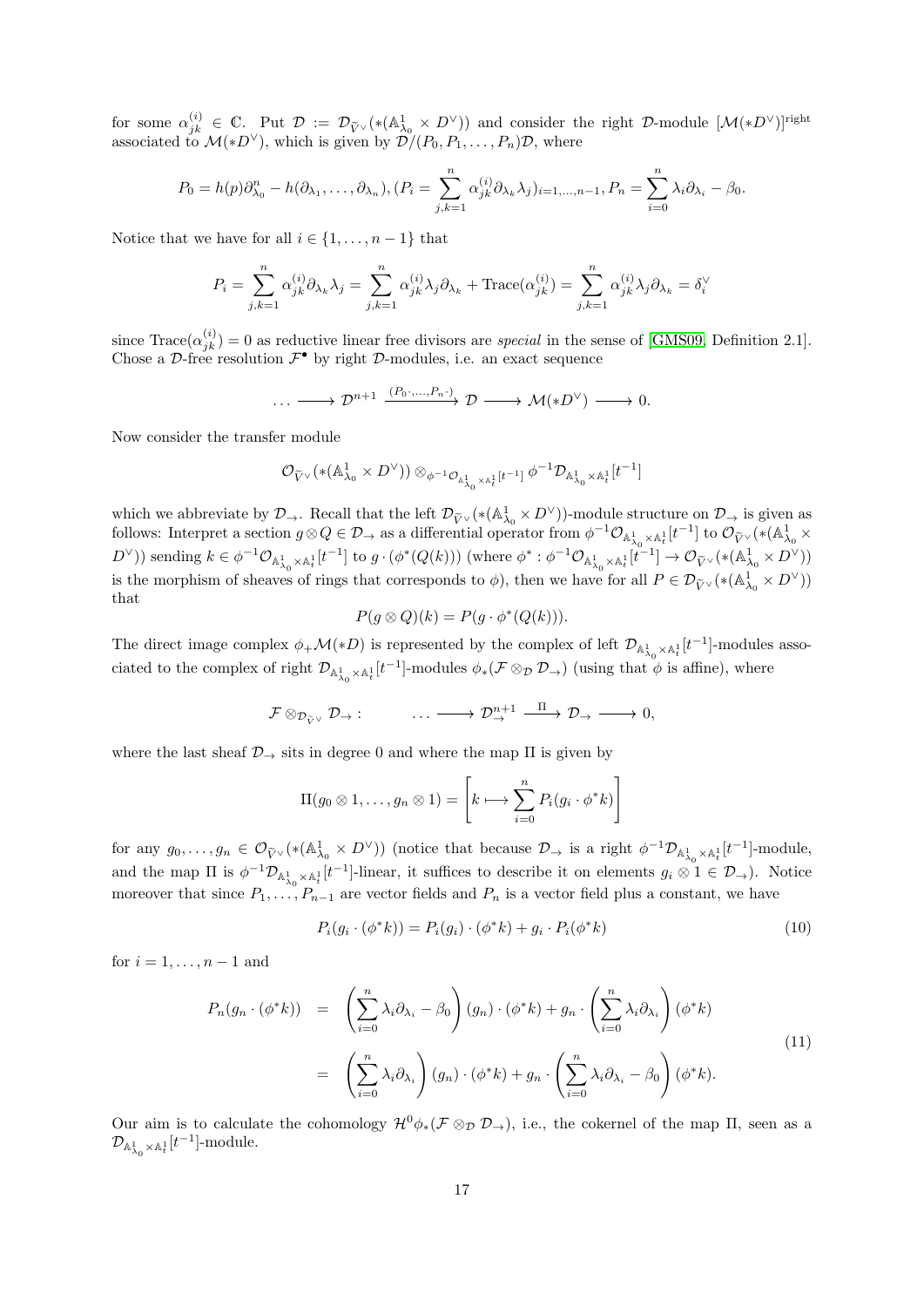for some $\alpha_{jk}^{(i)} \in \mathbb{C}$. Put $\mathcal{D} := \mathcal{D}_{\widetilde{V}^\vee}(*(\mathbb{A}^1_{\lambda_0} \times D^\vee))$ and consider the right $\mathcal{D}$-module $[\mathcal{M}(*D^\vee)]^{\text{right}}$ associated to $\mathcal{M}(*D^\vee)$, which is given by $\mathcal{D}/(P_0, P_1, \ldots, P_n)\mathcal{D}$, where

$$P_0 = h(p)\partial^n_{\lambda_0} - h(\partial_{\lambda_1}, \ldots, \partial_{\lambda_n}), (P_i = \sum_{j,k=1}^n \alpha_{jk}^{(i)} \partial_{\lambda_k} \lambda_j)_{i=1,\ldots,n-1}, P_n = \sum_{i=0}^n \lambda_i \partial_{\lambda_i} - \beta_0.$$

Notice that we have for all $i \in \{1, \ldots, n-1\}$ that

$$P_i = \sum_{j,k=1}^n \alpha_{jk}^{(i)} \partial_{\lambda_k} \lambda_j = \sum_{j,k=1}^n \alpha_{jk}^{(i)} \lambda_j \partial_{\lambda_k} + \text{Trace}(\alpha_{jk}^{(i)}) = \sum_{j,k=1}^n \alpha_{jk}^{(i)} \lambda_j \partial_{\lambda_k} = \delta_i^\vee$$

since $\text{Trace}(\alpha_{jk}^{(i)}) = 0$ as reductive linear free divisors are *special* in the sense of [GMS09, Definition 2.1]. Chose a $\mathcal{D}$-free resolution $\mathcal{F}^\bullet$ by right $\mathcal{D}$-modules, i.e. an exact sequence

$$\ldots \longrightarrow \mathcal{D}^{n+1} \xrightarrow{(P_0\cdot, \ldots, P_n\cdot)} \mathcal{D} \longrightarrow \mathcal{M}(*D^\vee) \longrightarrow 0.$$

Now consider the transfer module

$$\mathcal{O}_{\widetilde{V}^\vee}(*(\mathbb{A}^1_{\lambda_0} \times D^\vee)) \otimes_{\phi^{-1}\mathcal{O}_{\mathbb{A}^1_{\lambda_0} \times \mathbb{A}^1_t}[t^{-1}]} \phi^{-1}\mathcal{D}_{\mathbb{A}^1_{\lambda_0} \times \mathbb{A}^1_t}[t^{-1}]$$

which we abbreviate by $\mathcal{D}_\to$. Recall that the left $\mathcal{D}_{\widetilde{V}^\vee}(*(\mathbb{A}^1_{\lambda_0} \times D^\vee))$-module structure on $\mathcal{D}_\to$ is given as follows: Interpret a section $g \otimes Q \in \mathcal{D}_\to$ as a differential operator from $\phi^{-1}\mathcal{O}_{\mathbb{A}^1_{\lambda_0} \times \mathbb{A}^1_t}[t^{-1}]$ to $\mathcal{O}_{\widetilde{V}^\vee}(*(\mathbb{A}^1_{\lambda_0} \times D^\vee))$ sending $k \in \phi^{-1}\mathcal{O}_{\mathbb{A}^1_{\lambda_0} \times \mathbb{A}^1_t}[t^{-1}]$ to $g \cdot (\phi^*(Q(k)))$ (where $\phi^* : \phi^{-1}\mathcal{O}_{\mathbb{A}^1_{\lambda_0} \times \mathbb{A}^1_t}[t^{-1}] \to \mathcal{O}_{\widetilde{V}^\vee}(*(\mathbb{A}^1_{\lambda_0} \times D^\vee))$ is the morphism of sheaves of rings that corresponds to $\phi$), then we have for all $P \in \mathcal{D}_{\widetilde{V}^\vee}(*(\mathbb{A}^1_{\lambda_0} \times D^\vee))$ that

$$P(g \otimes Q)(k) = P(g \cdot \phi^*(Q(k))).$$

The direct image complex $\phi_+\mathcal{M}(*D)$ is represented by the complex of left $\mathcal{D}_{\mathbb{A}^1_{\lambda_0} \times \mathbb{A}^1_t}[t^{-1}]$-modules associated to the complex of right $\mathcal{D}_{\mathbb{A}^1_{\lambda_0} \times \mathbb{A}^1_t}[t^{-1}]$-modules $\phi_*(\mathcal{F} \otimes_\mathcal{D} \mathcal{D}_\to)$ (using that $\phi$ is affine), where

$$\mathcal{F} \otimes_{\mathcal{D}_{\widetilde{V}^\vee}} \mathcal{D}_\to : \qquad \ldots \longrightarrow \mathcal{D}^{n+1}_\to \xrightarrow{\ \Pi\ } \mathcal{D}_\to \longrightarrow 0,$$

where the last sheaf $\mathcal{D}_\to$ sits in degree 0 and where the map $\Pi$ is given by

$$\Pi(g_0 \otimes 1, \ldots, g_n \otimes 1) = \left[ k \longmapsto \sum_{i=0}^n P_i(g_i \cdot \phi^* k) \right]$$

for any $g_0, \ldots, g_n \in \mathcal{O}_{\widetilde{V}^\vee}(*(\mathbb{A}^1_{\lambda_0} \times D^\vee))$ (notice that because $\mathcal{D}_\to$ is a right $\phi^{-1}\mathcal{D}_{\mathbb{A}^1_{\lambda_0} \times \mathbb{A}^1_t}[t^{-1}]$-module, and the map $\Pi$ is $\phi^{-1}\mathcal{D}_{\mathbb{A}^1_{\lambda_0} \times \mathbb{A}^1_t}[t^{-1}]$-linear, it suffices to describe it on elements $g_i \otimes 1 \in \mathcal{D}_\to$). Notice moreover that since $P_1, \ldots, P_{n-1}$ are vector fields and $P_n$ is a vector field plus a constant, we have

$$P_i(g_i \cdot (\phi^* k)) = P_i(g_i) \cdot (\phi^* k) + g_i \cdot P_i(\phi^* k) \tag{10}$$

for $i = 1, \ldots, n-1$ and

$$\begin{aligned} P_n(g_n \cdot (\phi^* k)) &= \left( \sum_{i=0}^n \lambda_i \partial_{\lambda_i} - \beta_0 \right)(g_n) \cdot (\phi^* k) + g_n \cdot \left( \sum_{i=0}^n \lambda_i \partial_{\lambda_i} \right)(\phi^* k) \\ &= \left( \sum_{i=0}^n \lambda_i \partial_{\lambda_i} \right)(g_n) \cdot (\phi^* k) + g_n \cdot \left( \sum_{i=0}^n \lambda_i \partial_{\lambda_i} - \beta_0 \right)(\phi^* k). \end{aligned} \tag{11}$$

Our aim is to calculate the cohomology $\mathcal{H}^0\phi_*(\mathcal{F} \otimes_\mathcal{D} \mathcal{D}_\to)$, i.e., the cokernel of the map $\Pi$, seen as a $\mathcal{D}_{\mathbb{A}^1_{\lambda_0} \times \mathbb{A}^1_t}[t^{-1}]$-module.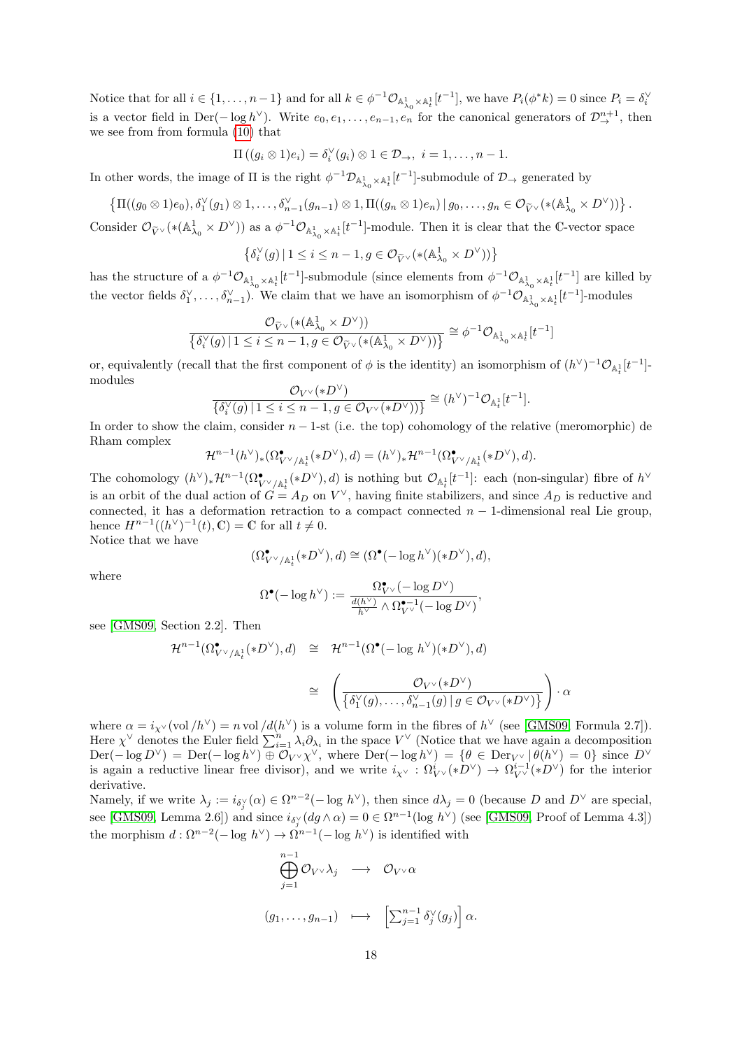Notice that for all $i \in \{1, \ldots, n-1\}$ and for all $k \in \phi^{-1}\mathcal{O}_{\mathbb{A}^1_{\lambda_0}\times\mathbb{A}^1_t}[t^{-1}]$, we have $P_i(\phi^* k) = 0$ since $P_i = \delta_i^\vee$ is a vector field in $\mathrm{Der}(-\log h^\vee)$. Write $e_0, e_1, \ldots, e_{n-1}, e_n$ for the canonical generators of $\mathcal{D}^{n+1}_\to$, then we see from from formula (10) that

$$\Pi\left((g_i \otimes 1)e_i\right) = \delta_i^\vee(g_i) \otimes 1 \in \mathcal{D}_\to,\ i = 1, \ldots, n-1.$$

In other words, the image of $\Pi$ is the right $\phi^{-1}\mathcal{D}_{\mathbb{A}^1_{\lambda_0}\times\mathbb{A}^1_t}[t^{-1}]$-submodule of $\mathcal{D}_\to$ generated by

$$\left\{\Pi((g_0 \otimes 1)e_0), \delta_1^\vee(g_1) \otimes 1, \ldots, \delta_{n-1}^\vee(g_{n-1}) \otimes 1, \Pi((g_n \otimes 1)e_n) \,|\, g_0, \ldots, g_n \in \mathcal{O}_{\widetilde{V}^\vee}(*(\mathbb{A}^1_{\lambda_0} \times D^\vee))\right\}.$$

Consider $\mathcal{O}_{\widetilde{V}^\vee}(*(\mathbb{A}^1_{\lambda_0} \times D^\vee))$ as a $\phi^{-1}\mathcal{O}_{\mathbb{A}^1_{\lambda_0}\times\mathbb{A}^1_t}[t^{-1}]$-module. Then it is clear that the $\mathbb{C}$-vector space

$$\left\{\delta_i^\vee(g) \,|\, 1 \leq i \leq n-1, g \in \mathcal{O}_{\widetilde{V}^\vee}(*(\mathbb{A}^1_{\lambda_0} \times D^\vee))\right\}$$

has the structure of a $\phi^{-1}\mathcal{O}_{\mathbb{A}^1_{\lambda_0}\times\mathbb{A}^1_t}[t^{-1}]$-submodule (since elements from $\phi^{-1}\mathcal{O}_{\mathbb{A}^1_{\lambda_0}\times\mathbb{A}^1_t}[t^{-1}]$ are killed by the vector fields $\delta_1^\vee, \ldots, \delta_{n-1}^\vee$). We claim that we have an isomorphism of $\phi^{-1}\mathcal{O}_{\mathbb{A}^1_{\lambda_0}\times\mathbb{A}^1_t}[t^{-1}]$-modules

$$\frac{\mathcal{O}_{\widetilde{V}^\vee}(*(\mathbb{A}^1_{\lambda_0} \times D^\vee))}{\left\{\delta_i^\vee(g) \,|\, 1 \leq i \leq n-1, g \in \mathcal{O}_{\widetilde{V}^\vee}(*(\mathbb{A}^1_{\lambda_0} \times D^\vee))\right\}} \cong \phi^{-1}\mathcal{O}_{\mathbb{A}^1_{\lambda_0}\times\mathbb{A}^1_t}[t^{-1}]$$

or, equivalently (recall that the first component of $\phi$ is the identity) an isomorphism of $(h^\vee)^{-1}\mathcal{O}_{\mathbb{A}^1_t}[t^{-1}]$-modules

$$\frac{\mathcal{O}_{V^\vee}(*D^\vee)}{\left\{\delta_i^\vee(g) \,|\, 1 \leq i \leq n-1, g \in \mathcal{O}_{V^\vee}(*D^\vee))\right\}} \cong (h^\vee)^{-1}\mathcal{O}_{\mathbb{A}^1_t}[t^{-1}].$$

In order to show the claim, consider $n-1$-st (i.e. the top) cohomology of the relative (meromorphic) de Rham complex

$$\mathcal{H}^{n-1}(h^\vee)_*(\Omega^\bullet_{V^\vee/\mathbb{A}^1_t}(*D^\vee), d) = (h^\vee)_*\mathcal{H}^{n-1}(\Omega^\bullet_{V^\vee/\mathbb{A}^1_t}(*D^\vee), d).$$

The cohomology $(h^\vee)_*\mathcal{H}^{n-1}(\Omega^\bullet_{V^\vee/\mathbb{A}^1_t}(*D^\vee), d)$ is nothing but $\mathcal{O}_{\mathbb{A}^1_t}[t^{-1}]$: each (non-singular) fibre of $h^\vee$ is an orbit of the dual action of $G = A_D$ on $V^\vee$, having finite stabilizers, and since $A_D$ is reductive and connected, it has a deformation retraction to a compact connected $n-1$-dimensional real Lie group, hence $H^{n-1}((h^\vee)^{-1}(t), \mathbb{C}) = \mathbb{C}$ for all $t \neq 0$.
Notice that we have

$$(\Omega^\bullet_{V^\vee/\mathbb{A}^1_t}(*D^\vee), d) \cong (\Omega^\bullet(-\log h^\vee)(*D^\vee), d),$$

where

$$\Omega^\bullet(-\log h^\vee) := \frac{\Omega^\bullet_{V^\vee}(-\log D^\vee)}{\frac{d(h^\vee)}{h^\vee} \wedge \Omega^{\bullet-1}_{V^\vee}(-\log D^\vee)},$$

see [GMS09, Section 2.2]. Then

$$\begin{aligned}
\mathcal{H}^{n-1}(\Omega^\bullet_{V^\vee/\mathbb{A}^1_t}(*D^\vee), d) &\cong \mathcal{H}^{n-1}(\Omega^\bullet(-\log h^\vee)(*D^\vee), d) \\
&\cong \left(\frac{\mathcal{O}_{V^\vee}(*D^\vee)}{\left\{\delta_1^\vee(g), \ldots, \delta_{n-1}^\vee(g) \,|\, g \in \mathcal{O}_{V^\vee}(*D^\vee)\right\}}\right) \cdot \alpha
\end{aligned}$$

where $\alpha = i_{\chi^\vee}(\mathrm{vol}/h^\vee) = n \,\mathrm{vol}/d(h^\vee)$ is a volume form in the fibres of $h^\vee$ (see [GMS09, Formula 2.7]). Here $\chi^\vee$ denotes the Euler field $\sum_{i=1}^n \lambda_i \partial_{\lambda_i}$ in the space $V^\vee$ (Notice that we have again a decomposition $\mathrm{Der}(-\log D^\vee) = \mathrm{Der}(-\log h^\vee) \oplus \mathcal{O}_{V^\vee}\chi^\vee$, where $\mathrm{Der}(-\log h^\vee) = \{\theta \in \mathrm{Der}_{V^\vee} \,|\, \theta(h^\vee) = 0\}$ since $D^\vee$ is again a reductive linear free divisor), and we write $i_{\chi^\vee} : \Omega^i_{V^\vee}(*D^\vee) \to \Omega^{i-1}_{V^\vee}(*D^\vee)$ for the interior derivative.
Namely, if we write $\lambda_j := i_{\delta_j^\vee}(\alpha) \in \Omega^{n-2}(-\log h^\vee)$, then since $d\lambda_j = 0$ (because $D$ and $D^\vee$ are special, see [GMS09, Lemma 2.6]) and since $i_{\delta_j^\vee}(dg \wedge \alpha) = 0 \in \Omega^{n-1}(\log h^\vee)$ (see [GMS09, Proof of Lemma 4.3]) the morphism $d : \Omega^{n-2}(-\log h^\vee) \to \Omega^{n-1}(-\log h^\vee)$ is identified with

$$\begin{aligned}
\bigoplus_{j=1}^{n-1} \mathcal{O}_{V^\vee}\lambda_j &\longrightarrow \mathcal{O}_{V^\vee}\alpha \\
(g_1, \ldots, g_{n-1}) &\longmapsto \left[\textstyle\sum_{j=1}^{n-1} \delta_j^\vee(g_j)\right]\alpha.
\end{aligned}$$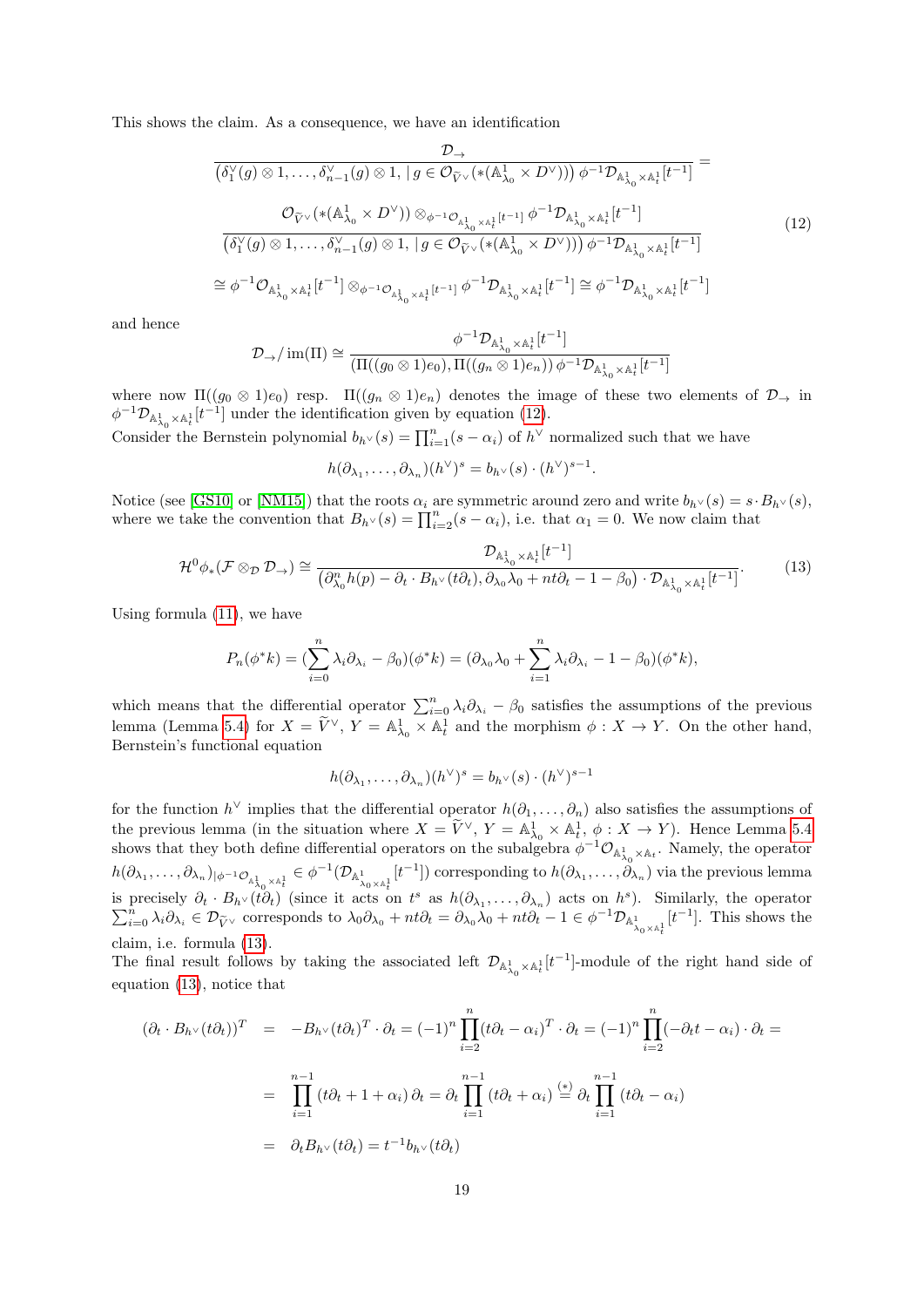This shows the claim. As a consequence, we have an identification

$$
\begin{aligned}
&\frac{\mathcal{D}_{\rightarrow}}{\left(\delta_1^\vee(g)\otimes 1,\ldots,\delta_{n-1}^\vee(g)\otimes 1,\,|\,g\in\mathcal{O}_{\widetilde{V}^\vee}(*(\mathbb{A}^1_{\lambda_0}\times D^\vee))\right)\phi^{-1}\mathcal{D}_{\mathbb{A}^1_{\lambda_0}\times\mathbb{A}^1_t}[t^{-1}]} = \\
&\frac{\mathcal{O}_{\widetilde{V}^\vee}(*(\mathbb{A}^1_{\lambda_0}\times D^\vee))\otimes_{\phi^{-1}\mathcal{O}_{\mathbb{A}^1_{\lambda_0}\times\mathbb{A}^1_t}[t^{-1}]}\phi^{-1}\mathcal{D}_{\mathbb{A}^1_{\lambda_0}\times\mathbb{A}^1_t}[t^{-1}]}{\left(\delta_1^\vee(g)\otimes 1,\ldots,\delta_{n-1}^\vee(g)\otimes 1,\,|\,g\in\mathcal{O}_{\widetilde{V}^\vee}(*(\mathbb{A}^1_{\lambda_0}\times D^\vee))\right)\phi^{-1}\mathcal{D}_{\mathbb{A}^1_{\lambda_0}\times\mathbb{A}^1_t}[t^{-1}]} \qquad (12)\\
&\cong \phi^{-1}\mathcal{O}_{\mathbb{A}^1_{\lambda_0}\times\mathbb{A}^1_t}[t^{-1}]\otimes_{\phi^{-1}\mathcal{O}_{\mathbb{A}^1_{\lambda_0}\times\mathbb{A}^1_t}[t^{-1}]}\phi^{-1}\mathcal{D}_{\mathbb{A}^1_{\lambda_0}\times\mathbb{A}^1_t}[t^{-1}]\cong\phi^{-1}\mathcal{D}_{\mathbb{A}^1_{\lambda_0}\times\mathbb{A}^1_t}[t^{-1}]
\end{aligned}
$$

and hence

$$
\mathcal{D}_{\rightarrow}/\operatorname{im}(\Pi)\cong\frac{\phi^{-1}\mathcal{D}_{\mathbb{A}^1_{\lambda_0}\times\mathbb{A}^1_t}[t^{-1}]}{\left(\Pi((g_0\otimes 1)e_0),\Pi((g_n\otimes 1)e_n)\right)\phi^{-1}\mathcal{D}_{\mathbb{A}^1_{\lambda_0}\times\mathbb{A}^1_t}[t^{-1}]}
$$

where now $\Pi((g_0\otimes 1)e_0)$ resp. $\Pi((g_n\otimes 1)e_n)$ denotes the image of these two elements of $\mathcal{D}_{\rightarrow}$ in $\phi^{-1}\mathcal{D}_{\mathbb{A}^1_{\lambda_0}\times\mathbb{A}^1_t}[t^{-1}]$ under the identification given by equation (12).
Consider the Bernstein polynomial $b_{h^\vee}(s)=\prod_{i=1}^n(s-\alpha_i)$ of $h^\vee$ normalized such that we have

$$
h(\partial_{\lambda_1},\ldots,\partial_{\lambda_n})(h^\vee)^s=b_{h^\vee}(s)\cdot(h^\vee)^{s-1}.
$$

Notice (see [GS10] or [NM15]) that the roots $\alpha_i$ are symmetric around zero and write $b_{h^\vee}(s)=s\cdot B_{h^\vee}(s)$, where we take the convention that $B_{h^\vee}(s)=\prod_{i=2}^n(s-\alpha_i)$, i.e. that $\alpha_1=0$. We now claim that

$$
\mathcal{H}^0\phi_*(\mathcal{F}\otimes_{\mathcal{D}}\mathcal{D}_{\rightarrow})\cong\frac{\mathcal{D}_{\mathbb{A}^1_{\lambda_0}\times\mathbb{A}^1_t}[t^{-1}]}{\left(\partial^n_{\lambda_0}h(p)-\partial_t\cdot B_{h^\vee}(t\partial_t),\partial_{\lambda_0}\lambda_0+nt\partial_t-1-\beta_0\right)\cdot\mathcal{D}_{\mathbb{A}^1_{\lambda_0}\times\mathbb{A}^1_t}[t^{-1}]}. \qquad (13)
$$

Using formula (11), we have

$$
P_n(\phi^*k)=(\sum_{i=0}^n\lambda_i\partial_{\lambda_i}-\beta_0)(\phi^*k)=(\partial_{\lambda_0}\lambda_0+\sum_{i=1}^n\lambda_i\partial_{\lambda_i}-1-\beta_0)(\phi^*k),
$$

which means that the differential operator $\sum_{i=0}^n\lambda_i\partial_{\lambda_i}-\beta_0$ satisfies the assumptions of the previous lemma (Lemma 5.4) for $X=\widetilde{V}^\vee$, $Y=\mathbb{A}^1_{\lambda_0}\times\mathbb{A}^1_t$ and the morphism $\phi:X\to Y$. On the other hand, Bernstein's functional equation

$$
h(\partial_{\lambda_1},\ldots,\partial_{\lambda_n})(h^\vee)^s=b_{h^\vee}(s)\cdot(h^\vee)^{s-1}
$$

for the function $h^\vee$ implies that the differential operator $h(\partial_1,\ldots,\partial_n)$ also satisfies the assumptions of the previous lemma (in the situation where $X=\widetilde{V}^\vee$, $Y=\mathbb{A}^1_{\lambda_0}\times\mathbb{A}^1_t$, $\phi:X\to Y$). Hence Lemma 5.4 shows that they both define differential operators on the subalgebra $\phi^{-1}\mathcal{O}_{\mathbb{A}^1_{\lambda_0}\times\mathbb{A}_t}$. Namely, the operator $h(\partial_{\lambda_1},\ldots,\partial_{\lambda_n})_{|\phi^{-1}\mathcal{O}_{\mathbb{A}^1_{\lambda_0}\times\mathbb{A}^1_t}}\in\phi^{-1}(\mathcal{D}_{\mathbb{A}^1_{\lambda_0\times\mathbb{A}^1_t}}[t^{-1}])$ corresponding to $h(\partial_{\lambda_1},\ldots,\partial_{\lambda_n})$ via the previous lemma is precisely $\partial_t\cdot B_{h^\vee}(t\partial_t)$ (since it acts on $t^s$ as $h(\partial_{\lambda_1},\ldots,\partial_{\lambda_n})$ acts on $h^s$). Similarly, the operator $\sum_{i=0}^n\lambda_i\partial_{\lambda_i}\in\mathcal{D}_{\widetilde{V}^\vee}$ corresponds to $\lambda_0\partial_{\lambda_0}+nt\partial_t=\partial_{\lambda_0}\lambda_0+nt\partial_t-1\in\phi^{-1}\mathcal{D}_{\mathbb{A}^1_{\lambda_0\times\mathbb{A}^1_t}}[t^{-1}]$. This shows the claim, i.e. formula (13).
The final result follows by taking the associated left $\mathcal{D}_{\mathbb{A}^1_{\lambda_0}\times\mathbb{A}^1_t}[t^{-1}]$-module of the right hand side of equation (13), notice that

$$
\begin{aligned}
(\partial_t\cdot B_{h^\vee}(t\partial_t))^T &= -B_{h^\vee}(t\partial_t)^T\cdot\partial_t=(-1)^n\prod_{i=2}^n(t\partial_t-\alpha_i)^T\cdot\partial_t=(-1)^n\prod_{i=2}^n(-\partial_t t-\alpha_i)\cdot\partial_t= \\
&= \prod_{i=1}^{n-1}(t\partial_t+1+\alpha_i)\,\partial_t=\partial_t\prod_{i=1}^{n-1}(t\partial_t+\alpha_i)\overset{(*)}{=}\partial_t\prod_{i=1}^{n-1}(t\partial_t-\alpha_i) \\
&= \partial_t B_{h^\vee}(t\partial_t)=t^{-1}b_{h^\vee}(t\partial_t)
\end{aligned}
$$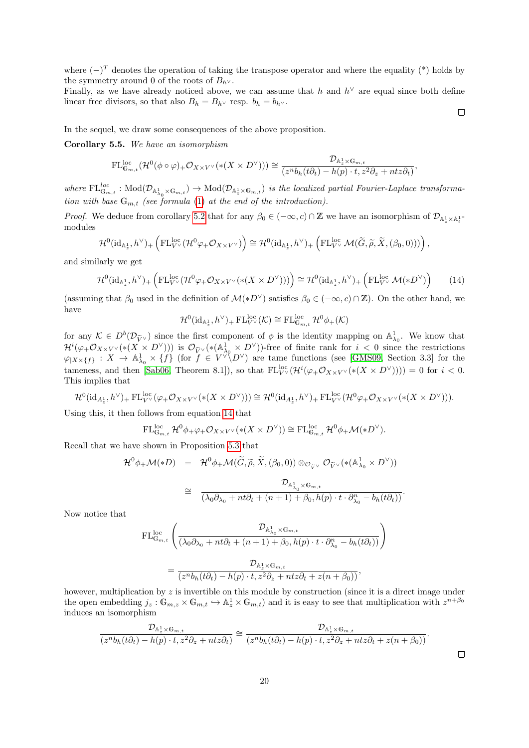where $(-)^T$ denotes the operation of taking the transpose operator and where the equality (*) holds by the symmetry around 0 of the roots of $B_{h^\vee}$.
Finally, as we have already noticed above, we can assume that $h$ and $h^\vee$ are equal since both define linear free divisors, so that also $B_h = B_{h^\vee}$ resp. $b_h = b_{h^\vee}$.

$\square$

In the sequel, we draw some consequences of the above proposition.

**Corollary 5.5.** *We have an isomorphism*

$$\mathrm{FL}^{\mathrm{loc}}_{\mathbb{G}_{m,t}}(\mathcal{H}^0(\phi\circ\varphi)_+\mathcal{O}_{X\times V^\vee}(*(X\times D^\vee)))\cong\frac{\mathcal{D}_{\mathbb{A}^1_z\times\mathbb{G}_{m,t}}}{(z^n b_h(t\partial_t)-h(p)\cdot t, z^2\partial_z+ntz\partial_t)},$$

*where* $\mathrm{FL}^{loc}_{\mathbb{G}_{m,t}}:\mathrm{Mod}(\mathcal{D}_{\mathbb{A}^1_{\lambda_0}\times\mathbb{G}_{m,t}})\to\mathrm{Mod}(\mathcal{D}_{\mathbb{A}^1_z\times\mathbb{G}_{m,t}})$ *is the localized partial Fourier-Laplace transformation with base* $\mathbb{G}_{m,t}$ *(see formula (1) at the end of the introduction).*

*Proof.* We deduce from corollary 5.2 that for any $\beta_0\in(-\infty,c)\cap\mathbb{Z}$ we have an isomorphism of $\mathcal{D}_{\mathbb{A}^1_z\times\mathbb{A}^1_t}$-modules

$$\mathcal{H}^0(\mathrm{id}_{\mathbb{A}^1_z},h^\vee)_+\left(\mathrm{FL}^{\mathrm{loc}}_{V^\vee}(\mathcal{H}^0\varphi_+\mathcal{O}_{X\times V^\vee})\right)\cong\mathcal{H}^0(\mathrm{id}_{\mathbb{A}^1_z},h^\vee)_+\left(\mathrm{FL}^{\mathrm{loc}}_{V^\vee}\mathcal{M}(\widetilde{G},\widetilde{\rho},\widetilde{X},(\beta_0,0))\right),$$

and similarly we get

$$\mathcal{H}^0(\mathrm{id}_{\mathbb{A}^1_z},h^\vee)_+\left(\mathrm{FL}^{\mathrm{loc}}_{V^\vee}(\mathcal{H}^0\varphi_+\mathcal{O}_{X\times V^\vee}(*(X\times D^\vee)))\right)\cong\mathcal{H}^0(\mathrm{id}_{\mathbb{A}^1_z},h^\vee)_+\left(\mathrm{FL}^{\mathrm{loc}}_{V^\vee}\mathcal{M}(*D^\vee)\right)\tag{14}$$

(assuming that $\beta_0$ used in the definition of $\mathcal{M}(*D^\vee)$ satisfies $\beta_0\in(-\infty,c)\cap\mathbb{Z}$). On the other hand, we have

$$\mathcal{H}^0(\mathrm{id}_{\mathbb{A}^1_z},h^\vee)_+\,\mathrm{FL}^{\mathrm{loc}}_{V^\vee}(\mathcal{K})\cong\mathrm{FL}^{\mathrm{loc}}_{\mathbb{G}_{m,t}}\mathcal{H}^0\phi_+(\mathcal{K})$$

for any $\mathcal{K}\in D^b(\mathcal{D}_{\widetilde{V}^\vee})$ since the first component of $\phi$ is the identity mapping on $\mathbb{A}^1_{\lambda_0}$. We know that $\mathcal{H}^i(\varphi_+\mathcal{O}_{X\times V^\vee}(*(X\times D^\vee)))$ is $\mathcal{O}_{\widetilde{V}^\vee}(*(\mathbb{A}^1_{\lambda_0}\times D^\vee))$-free of finite rank for $i<0$ since the restrictions $\varphi_{|X\times\{f\}}:X\to\mathbb{A}^1_{\lambda_0}\times\{f\}$ (for $f\in V^\vee\backslash D^\vee$) are tame functions (see [GMS09, Section 3.3] for the tameness, and then [Sab06, Theorem 8.1]), so that $\mathrm{FL}^{\mathrm{loc}}_{V^\vee}(\mathcal{H}^i(\varphi_+\mathcal{O}_{X\times V^\vee}(*(X\times D^\vee))))=0$ for $i<0$. This implies that

$$\mathcal{H}^0(\mathrm{id}_{A^1_z},h^\vee)_+\,\mathrm{FL}^{\mathrm{loc}}_{V^\vee}(\varphi_+\mathcal{O}_{X\times V^\vee}(*(X\times D^\vee)))\cong\mathcal{H}^0(\mathrm{id}_{A^1_z},h^\vee)_+\,\mathrm{FL}^{\mathrm{loc}}_{V^\vee}(\mathcal{H}^0\varphi_+\mathcal{O}_{X\times V^\vee}(*(X\times D^\vee))).$$

Using this, it then follows from equation 14 that

$$\mathrm{FL}^{\mathrm{loc}}_{\mathbb{G}_{m,t}}\mathcal{H}^0\phi_+\varphi_+\mathcal{O}_{X\times V^\vee}(*(X\times D^\vee))\cong\mathrm{FL}^{\mathrm{loc}}_{\mathbb{G}_{m,t}}\mathcal{H}^0\phi_+\mathcal{M}(*D^\vee).$$

Recall that we have shown in Proposition 5.3 that

$$\begin{aligned}\mathcal{H}^0\phi_+\mathcal{M}(*D) &= \mathcal{H}^0\phi_+\mathcal{M}(\widetilde{G},\widetilde{\rho},\widetilde{X},(\beta_0,0))\otimes_{\mathcal{O}_{\widetilde{V}^\vee}}\mathcal{O}_{\widetilde{V}^\vee}(*(\mathbb{A}^1_{\lambda_0}\times D^\vee))\\ &\cong \frac{\mathcal{D}_{\mathbb{A}^1_{\lambda_0}\times\mathbb{G}_{m,t}}}{(\lambda_0\partial_{\lambda_0}+nt\partial_t+(n+1)+\beta_0, h(p)\cdot t\cdot\partial^n_{\lambda_0}-b_h(t\partial_t))}.\end{aligned}$$

Now notice that

$$\mathrm{FL}^{\mathrm{loc}}_{\mathbb{G}_{m,t}}\left(\frac{\mathcal{D}_{\mathbb{A}^1_{\lambda_0}\times\mathbb{G}_{m,t}}}{(\lambda_0\partial_{\lambda_0}+nt\partial_t+(n+1)+\beta_0, h(p)\cdot t\cdot\partial^n_{\lambda_0}-b_h(t\partial_t))}\right)$$

$$=\frac{\mathcal{D}_{\mathbb{A}^1_z\times\mathbb{G}_{m,t}}}{(z^n b_h(t\partial_t)-h(p)\cdot t, z^2\partial_z+ntz\partial_t+z(n+\beta_0))},$$

however, multiplication by $z$ is invertible on this module by construction (since it is a direct image under the open embedding $j_z:\mathbb{G}_{m,z}\times\mathbb{G}_{m,t}\hookrightarrow\mathbb{A}^1_z\times\mathbb{G}_{m,t}$) and it is easy to see that multiplication with $z^{n+\beta_0}$ induces an isomorphism

$$\frac{\mathcal{D}_{\mathbb{A}^1_z\times\mathbb{G}_{m,t}}}{(z^n b_h(t\partial_t)-h(p)\cdot t, z^2\partial_z+ntz\partial_t)}\cong\frac{\mathcal{D}_{\mathbb{A}^1_z\times\mathbb{G}_{m,t}}}{(z^n b_h(t\partial_t)-h(p)\cdot t, z^2\partial_z+ntz\partial_t+z(n+\beta_0))}.$$

$\square$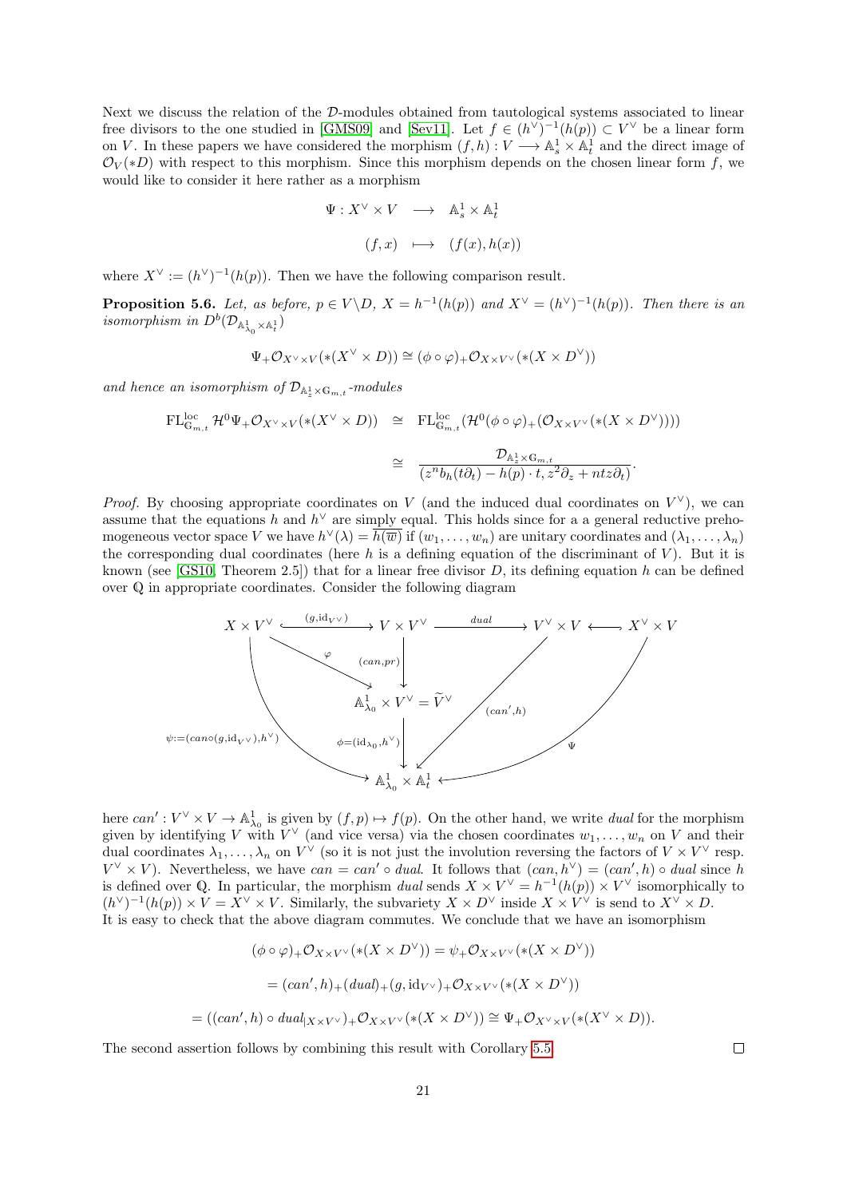Next we discuss the relation of the $\mathcal{D}$-modules obtained from tautological systems associated to linear free divisors to the one studied in [GMS09] and [Sev11]. Let $f \in (h^\vee)^{-1}(h(p)) \subset V^\vee$ be a linear form on $V$. In these papers we have considered the morphism $(f,h) : V \longrightarrow \mathbb{A}^1_s \times \mathbb{A}^1_t$ and the direct image of $\mathcal{O}_V(*D)$ with respect to this morphism. Since this morphism depends on the chosen linear form $f$, we would like to consider it here rather as a morphism

$$
\begin{aligned}
\Psi : X^\vee \times V &\longrightarrow \mathbb{A}^1_s \times \mathbb{A}^1_t \\
(f,x) &\longmapsto (f(x), h(x))
\end{aligned}
$$

where $X^\vee := (h^\vee)^{-1}(h(p))$. Then we have the following comparison result.

**Proposition 5.6.** *Let, as before, $p \in V\backslash D$, $X = h^{-1}(h(p))$ and $X^\vee = (h^\vee)^{-1}(h(p))$. Then there is an isomorphism in $D^b(\mathcal{D}_{\mathbb{A}^1_{\lambda_0}\times\mathbb{A}^1_t})$*

$$
\Psi_+\mathcal{O}_{X^\vee\times V}(*(X^\vee\times D)) \cong (\phi\circ\varphi)_+\mathcal{O}_{X\times V^\vee}(*(X\times D^\vee))
$$

*and hence an isomorphism of $\mathcal{D}_{\mathbb{A}^1_z\times\mathbb{G}_{m,t}}$-modules*

$$
\begin{aligned}
\mathrm{FL}^{\mathrm{loc}}_{\mathbb{G}_{m,t}}\mathcal{H}^0\Psi_+\mathcal{O}_{X^\vee\times V}(*(X^\vee\times D)) &\cong \mathrm{FL}^{\mathrm{loc}}_{\mathbb{G}_{m,t}}(\mathcal{H}^0(\phi\circ\varphi)_+(\mathcal{O}_{X\times V^\vee}(*(X\times D^\vee)))) \\
&\cong \frac{\mathcal{D}_{\mathbb{A}^1_z\times\mathbb{G}_{m,t}}}{(z^n b_h(t\partial_t)-h(p)\cdot t,\, z^2\partial_z+ntz\partial_t)}.
\end{aligned}
$$

*Proof.* By choosing appropriate coordinates on $V$ (and the induced dual coordinates on $V^\vee$), we can assume that the equations $h$ and $h^\vee$ are simply equal. This holds since for a a general reductive prehomogeneous vector space $V$ we have $h^\vee(\lambda) = \overline{h(\overline{w})}$ if $(w_1,\ldots,w_n)$ are unitary coordinates and $(\lambda_1,\ldots,\lambda_n)$ the corresponding dual coordinates (here $h$ is a defining equation of the discriminant of $V$). But it is known (see [GS10, Theorem 2.5]) that for a linear free divisor $D$, its defining equation $h$ can be defined over $\mathbb{Q}$ in appropriate coordinates. Consider the following diagram

$$
\begin{array}{ccccccc}
X\times V^\vee & \xhookrightarrow{(g,\mathrm{id}_{V^\vee})} & V\times V^\vee & \xrightarrow{dual} & V^\vee\times V & \hookleftarrow & X^\vee\times V \\
 & \searrow^{\varphi} & \downarrow{\scriptstyle (can,pr)} & & & & \\
 & & \mathbb{A}^1_{\lambda_0}\times V^\vee = \widetilde{V}^\vee & & \swarrow{\scriptstyle (can',h)} & & \\
 & & \downarrow{\scriptstyle \phi=(\mathrm{id}_{\lambda_0},h^\vee)} & & & & \\
 & {\scriptstyle \psi:=(can\circ(g,\mathrm{id}_{V^\vee}),h^\vee)} & \mathbb{A}^1_{\lambda_0}\times\mathbb{A}^1_t & & \xleftarrow{\Psi} & & 
\end{array}
$$

here $can' : V^\vee\times V \to \mathbb{A}^1_{\lambda_0}$ is given by $(f,p)\mapsto f(p)$. On the other hand, we write *dual* for the morphism given by identifying $V$ with $V^\vee$ (and vice versa) via the chosen coordinates $w_1,\ldots,w_n$ on $V$ and their dual coordinates $\lambda_1,\ldots,\lambda_n$ on $V^\vee$ (so it is not just the involution reversing the factors of $V\times V^\vee$ resp. $V^\vee\times V$). Nevertheless, we have $can = can'\circ dual$. It follows that $(can,h^\vee) = (can',h)\circ dual$ since $h$ is defined over $\mathbb{Q}$. In particular, the morphism *dual* sends $X\times V^\vee = h^{-1}(h(p))\times V^\vee$ isomorphically to $(h^\vee)^{-1}(h(p))\times V = X^\vee\times V$. Similarly, the subvariety $X\times D^\vee$ inside $X\times V^\vee$ is send to $X^\vee\times D$. It is easy to check that the above diagram commutes. We conclude that we have an isomorphism

$$
\begin{aligned}
(\phi\circ\varphi)_+\mathcal{O}_{X\times V^\vee}(*(X\times D^\vee)) &= \psi_+\mathcal{O}_{X\times V^\vee}(*(X\times D^\vee)) \\
&= (can',h)_+(dual)_+(g,\mathrm{id}_{V^\vee})_+\mathcal{O}_{X\times V^\vee}(*(X\times D^\vee)) \\
&= ((can',h)\circ dual_{|X\times V^\vee})_+\mathcal{O}_{X\times V^\vee}(*(X\times D^\vee)) \cong \Psi_+\mathcal{O}_{X^\vee\times V}(*(X^\vee\times D)).
\end{aligned}
$$

The second assertion follows by combining this result with Corollary 5.5. $\square$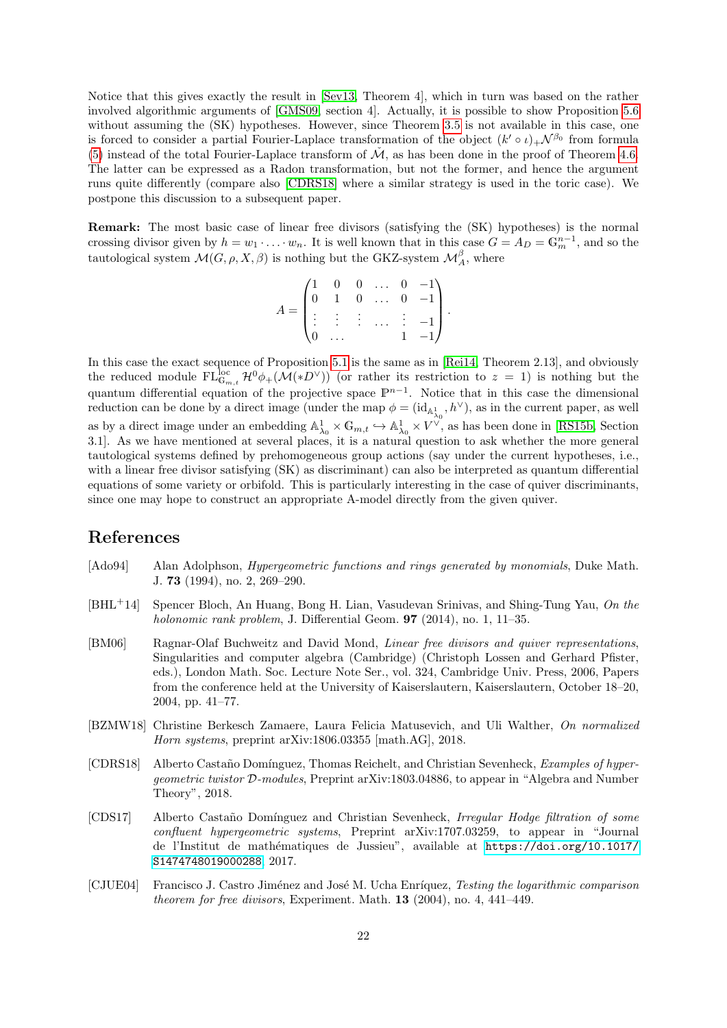Notice that this gives exactly the result in [Sev13, Theorem 4], which in turn was based on the rather involved algorithmic arguments of [GMS09, section 4]. Actually, it is possible to show Proposition 5.6 without assuming the (SK) hypotheses. However, since Theorem 3.5 is not available in this case, one is forced to consider a partial Fourier-Laplace transformation of the object $(k' \circ \iota)_+ \mathcal{N}^{\beta_0}$ from formula (5) instead of the total Fourier-Laplace transform of $\check{\mathcal{M}}$, as has been done in the proof of Theorem 4.6. The latter can be expressed as a Radon transformation, but not the former, and hence the argument runs quite differently (compare also [CDRS18] where a similar strategy is used in the toric case). We postpone this discussion to a subsequent paper.

**Remark:** The most basic case of linear free divisors (satisfying the (SK) hypotheses) is the normal crossing divisor given by $h = w_1 \cdot \ldots \cdot w_n$. It is well known that in this case $G = A_D = \mathbb{G}_m^{n-1}$, and so the tautological system $\mathcal{M}(G, \rho, X, \beta)$ is nothing but the GKZ-system $\mathcal{M}_A^\beta$, where

$$
A = \begin{pmatrix}
1 & 0 & 0 & \ldots & 0 & -1 \\
0 & 1 & 0 & \ldots & 0 & -1 \\
\vdots & \vdots & \vdots & \ldots & \vdots & -1 \\
0 & \ldots & & & 1 & -1
\end{pmatrix}.
$$

In this case the exact sequence of Proposition 5.1 is the same as in [Rei14, Theorem 2.13], and obviously the reduced module $\mathrm{FL}^{\mathrm{loc}}_{\mathbb{G}_{m,t}} \mathcal{H}^0 \phi_+(\mathcal{M}(*D^\vee))$ (or rather its restriction to $z = 1$) is nothing but the quantum differential equation of the projective space $\mathbb{P}^{n-1}$. Notice that in this case the dimensional reduction can be done by a direct image (under the map $\phi = (\mathrm{id}_{\mathbb{A}^1_{\lambda_0}}, h^\vee)$, as in the current paper, as well as by a direct image under an embedding $\mathbb{A}^1_{\lambda_0} \times \mathbb{G}_{m,t} \hookrightarrow \mathbb{A}^1_{\lambda_0} \times V^\vee$, as has been done in [RS15b, Section 3.1]. As we have mentioned at several places, it is a natural question to ask whether the more general tautological systems defined by prehomogeneous group actions (say under the current hypotheses, i.e., with a linear free divisor satisfying (SK) as discriminant) can also be interpreted as quantum differential equations of some variety or orbifold. This is particularly interesting in the case of quiver discriminants, since one may hope to construct an appropriate A-model directly from the given quiver.

# References

[Ado94] Alan Adolphson, *Hypergeometric functions and rings generated by monomials*, Duke Math. J. **73** (1994), no. 2, 269–290.

[BHL+14] Spencer Bloch, An Huang, Bong H. Lian, Vasudevan Srinivas, and Shing-Tung Yau, *On the holonomic rank problem*, J. Differential Geom. **97** (2014), no. 1, 11–35.

[BM06] Ragnar-Olaf Buchweitz and David Mond, *Linear free divisors and quiver representations*, Singularities and computer algebra (Cambridge) (Christoph Lossen and Gerhard Pfister, eds.), London Math. Soc. Lecture Note Ser., vol. 324, Cambridge Univ. Press, 2006, Papers from the conference held at the University of Kaiserslautern, Kaiserslautern, October 18–20, 2004, pp. 41–77.

[BZMW18] Christine Berkesch Zamaere, Laura Felicia Matusevich, and Uli Walther, *On normalized Horn systems*, preprint arXiv:1806.03355 [math.AG], 2018.

[CDRS18] Alberto Castaño Domínguez, Thomas Reichelt, and Christian Sevenheck, *Examples of hypergeometric twistor $\mathcal{D}$-modules*, Preprint arXiv:1803.04886, to appear in "Algebra and Number Theory", 2018.

[CDS17] Alberto Castaño Domínguez and Christian Sevenheck, *Irregular Hodge filtration of some confluent hypergeometric systems*, Preprint arXiv:1707.03259, to appear in "Journal de l'Institut de mathématiques de Jussieu", available at https://doi.org/10.1017/S1474748019000288, 2017.

[CJUE04] Francisco J. Castro Jiménez and José M. Ucha Enríquez, *Testing the logarithmic comparison theorem for free divisors*, Experiment. Math. **13** (2004), no. 4, 441–449.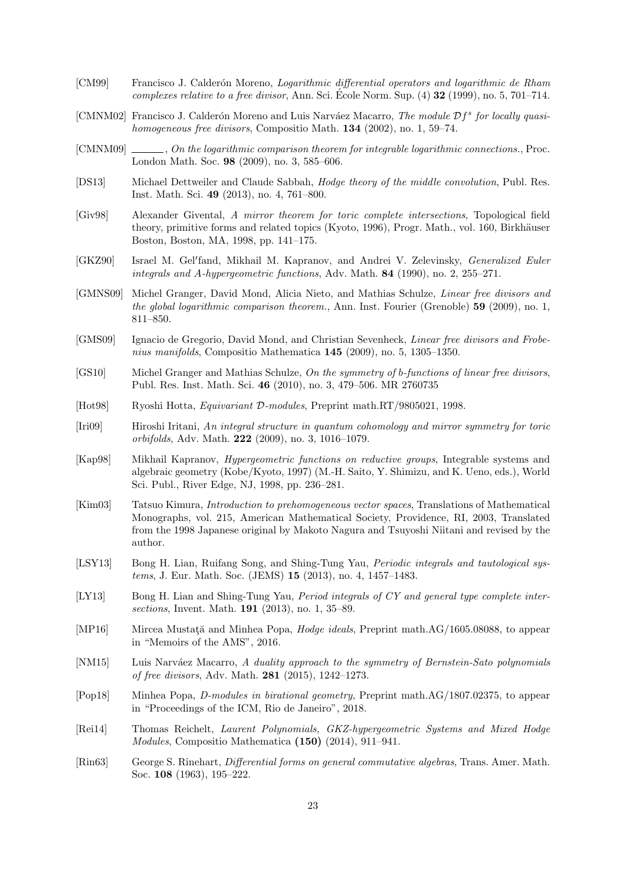[CM99] Francisco J. Calderón Moreno, *Logarithmic differential operators and logarithmic de Rham complexes relative to a free divisor*, Ann. Sci. École Norm. Sup. (4) **32** (1999), no. 5, 701–714.

[CMNM02] Francisco J. Calderón Moreno and Luis Narváez Macarro, *The module $\mathcal{D}f^s$ for locally quasi-homogeneous free divisors*, Compositio Math. **134** (2002), no. 1, 59–74.

[CMNM09] ______, *On the logarithmic comparison theorem for integrable logarithmic connections.*, Proc. London Math. Soc. **98** (2009), no. 3, 585–606.

[DS13] Michael Dettweiler and Claude Sabbah, *Hodge theory of the middle convolution*, Publ. Res. Inst. Math. Sci. **49** (2013), no. 4, 761–800.

[Giv98] Alexander Givental, *A mirror theorem for toric complete intersections*, Topological field theory, primitive forms and related topics (Kyoto, 1996), Progr. Math., vol. 160, Birkhäuser Boston, Boston, MA, 1998, pp. 141–175.

[GKZ90] Israel M. Gel′fand, Mikhail M. Kapranov, and Andrei V. Zelevinsky, *Generalized Euler integrals and A-hypergeometric functions*, Adv. Math. **84** (1990), no. 2, 255–271.

[GMNS09] Michel Granger, David Mond, Alicia Nieto, and Mathias Schulze, *Linear free divisors and the global logarithmic comparison theorem.*, Ann. Inst. Fourier (Grenoble) **59** (2009), no. 1, 811–850.

[GMS09] Ignacio de Gregorio, David Mond, and Christian Sevenheck, *Linear free divisors and Frobenius manifolds*, Compositio Mathematica **145** (2009), no. 5, 1305–1350.

[GS10] Michel Granger and Mathias Schulze, *On the symmetry of b-functions of linear free divisors*, Publ. Res. Inst. Math. Sci. **46** (2010), no. 3, 479–506. MR 2760735

[Hot98] Ryoshi Hotta, *Equivariant $\mathcal{D}$-modules*, Preprint math.RT/9805021, 1998.

[Iri09] Hiroshi Iritani, *An integral structure in quantum cohomology and mirror symmetry for toric orbifolds*, Adv. Math. **222** (2009), no. 3, 1016–1079.

[Kap98] Mikhail Kapranov, *Hypergeometric functions on reductive groups*, Integrable systems and algebraic geometry (Kobe/Kyoto, 1997) (M.-H. Saito, Y. Shimizu, and K. Ueno, eds.), World Sci. Publ., River Edge, NJ, 1998, pp. 236–281.

[Kim03] Tatsuo Kimura, *Introduction to prehomogeneous vector spaces*, Translations of Mathematical Monographs, vol. 215, American Mathematical Society, Providence, RI, 2003, Translated from the 1998 Japanese original by Makoto Nagura and Tsuyoshi Niitani and revised by the author.

[LSY13] Bong H. Lian, Ruifang Song, and Shing-Tung Yau, *Periodic integrals and tautological systems*, J. Eur. Math. Soc. (JEMS) **15** (2013), no. 4, 1457–1483.

[LY13] Bong H. Lian and Shing-Tung Yau, *Period integrals of CY and general type complete intersections*, Invent. Math. **191** (2013), no. 1, 35–89.

[MP16] Mircea Mustaţă and Minhea Popa, *Hodge ideals*, Preprint math.AG/1605.08088, to appear in "Memoirs of the AMS", 2016.

[NM15] Luis Narváez Macarro, *A duality approach to the symmetry of Bernstein-Sato polynomials of free divisors*, Adv. Math. **281** (2015), 1242–1273.

[Pop18] Minhea Popa, *D-modules in birational geometry*, Preprint math.AG/1807.02375, to appear in "Proceedings of the ICM, Rio de Janeiro", 2018.

[Rei14] Thomas Reichelt, *Laurent Polynomials, GKZ-hypergeometric Systems and Mixed Hodge Modules*, Compositio Mathematica **(150)** (2014), 911–941.

[Rin63] George S. Rinehart, *Differential forms on general commutative algebras*, Trans. Amer. Math. Soc. **108** (1963), 195–222.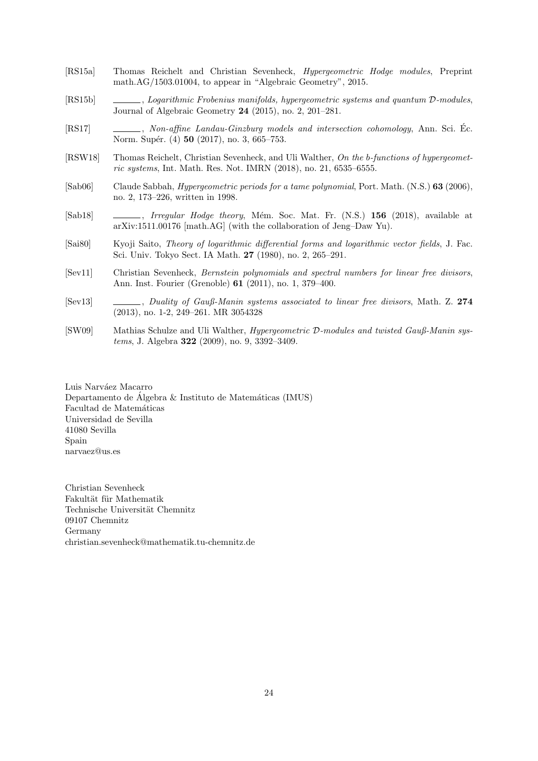[RS15a] Thomas Reichelt and Christian Sevenheck, *Hypergeometric Hodge modules*, Preprint math.AG/1503.01004, to appear in "Algebraic Geometry", 2015.

[RS15b] ______, *Logarithmic Frobenius manifolds, hypergeometric systems and quantum $\mathcal{D}$-modules*, Journal of Algebraic Geometry **24** (2015), no. 2, 201–281.

[RS17] ______, *Non-affine Landau-Ginzburg models and intersection cohomology*, Ann. Sci. Éc. Norm. Supér. (4) **50** (2017), no. 3, 665–753.

[RSW18] Thomas Reichelt, Christian Sevenheck, and Uli Walther, *On the b-functions of hypergeometric systems*, Int. Math. Res. Not. IMRN (2018), no. 21, 6535–6555.

[Sab06] Claude Sabbah, *Hypergeometric periods for a tame polynomial*, Port. Math. (N.S.) **63** (2006), no. 2, 173–226, written in 1998.

[Sab18] ______, *Irregular Hodge theory*, Mém. Soc. Mat. Fr. (N.S.) **156** (2018), available at arXiv:1511.00176 [math.AG] (with the collaboration of Jeng–Daw Yu).

[Sai80] Kyoji Saito, *Theory of logarithmic differential forms and logarithmic vector fields*, J. Fac. Sci. Univ. Tokyo Sect. IA Math. **27** (1980), no. 2, 265–291.

[Sev11] Christian Sevenheck, *Bernstein polynomials and spectral numbers for linear free divisors*, Ann. Inst. Fourier (Grenoble) **61** (2011), no. 1, 379–400.

[Sev13] ______, *Duality of Gauß-Manin systems associated to linear free divisors*, Math. Z. **274** (2013), no. 1-2, 249–261. MR 3054328

[SW09] Mathias Schulze and Uli Walther, *Hypergeometric $\mathcal{D}$-modules and twisted Gauß-Manin systems*, J. Algebra **322** (2009), no. 9, 3392–3409.

Luis Narváez Macarro
Departamento de Álgebra & Instituto de Matemáticas (IMUS)
Facultad de Matemáticas
Universidad de Sevilla
41080 Sevilla
Spain
narvaez@us.es

Christian Sevenheck
Fakultät für Mathematik
Technische Universität Chemnitz
09107 Chemnitz
Germany
christian.sevenheck@mathematik.tu-chemnitz.de